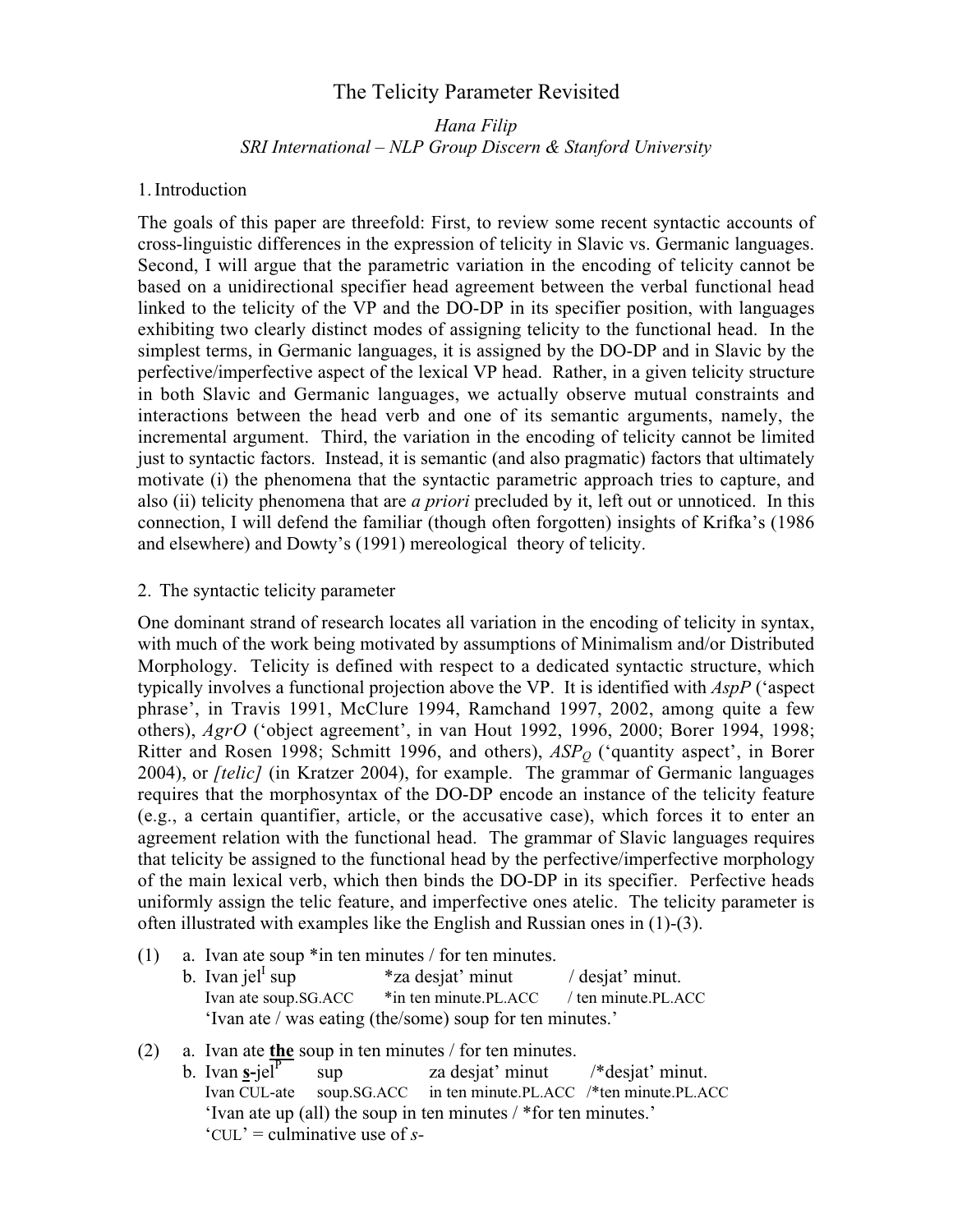# The Telicity Parameter Revisited

*Hana Filip*
*SRI International – NLP Group Discern & Stanford University*

## 1. Introduction

The goals of this paper are threefold: First, to review some recent syntactic accounts of cross-linguistic differences in the expression of telicity in Slavic vs. Germanic languages. Second, I will argue that the parametric variation in the encoding of telicity cannot be based on a unidirectional specifier head agreement between the verbal functional head linked to the telicity of the VP and the DO-DP in its specifier position, with languages exhibiting two clearly distinct modes of assigning telicity to the functional head. In the simplest terms, in Germanic languages, it is assigned by the DO-DP and in Slavic by the perfective/imperfective aspect of the lexical VP head. Rather, in a given telicity structure in both Slavic and Germanic languages, we actually observe mutual constraints and interactions between the head verb and one of its semantic arguments, namely, the incremental argument. Third, the variation in the encoding of telicity cannot be limited just to syntactic factors. Instead, it is semantic (and also pragmatic) factors that ultimately motivate (i) the phenomena that the syntactic parametric approach tries to capture, and also (ii) telicity phenomena that are *a priori* precluded by it, left out or unnoticed. In this connection, I will defend the familiar (though often forgotten) insights of Krifka's (1986 and elsewhere) and Dowty's (1991) mereological theory of telicity.

## 2. The syntactic telicity parameter

One dominant strand of research locates all variation in the encoding of telicity in syntax, with much of the work being motivated by assumptions of Minimalism and/or Distributed Morphology. Telicity is defined with respect to a dedicated syntactic structure, which typically involves a functional projection above the VP. It is identified with *AspP* ('aspect phrase', in Travis 1991, McClure 1994, Ramchand 1997, 2002, among quite a few others), *AgrO* ('object agreement', in van Hout 1992, 1996, 2000; Borer 1994, 1998; Ritter and Rosen 1998; Schmitt 1996, and others), $ASP_Q$ ('quantity aspect', in Borer 2004), or *[telic]* (in Kratzer 2004), for example. The grammar of Germanic languages requires that the morphosyntax of the DO-DP encode an instance of the telicity feature (e.g., a certain quantifier, article, or the accusative case), which forces it to enter an agreement relation with the functional head. The grammar of Slavic languages requires that telicity be assigned to the functional head by the perfective/imperfective morphology of the main lexical verb, which then binds the DO-DP in its specifier. Perfective heads uniformly assign the telic feature, and imperfective ones atelic. The telicity parameter is often illustrated with examples like the English and Russian ones in (1)-(3).

(1) a. Ivan ate soup *in ten minutes / for ten minutes.
  b. Ivan jel$^I$ sup *za desjat' minut / desjat' minut.
   Ivan ate soup.SG.ACC *in ten minute.PL.ACC / ten minute.PL.ACC
   'Ivan ate / was eating (the/some) soup for ten minutes.'

(2) a. Ivan ate **the** soup in ten minutes / for ten minutes.
  b. Ivan **s**-jel$^P$ sup za desjat' minut /*desjat' minut.
   Ivan CUL-ate soup.SG.ACC in ten minute.PL.ACC /*ten minute.PL.ACC
   'Ivan ate up (all) the soup in ten minutes / *for ten minutes.'
   'CUL' = culminative use of *s-*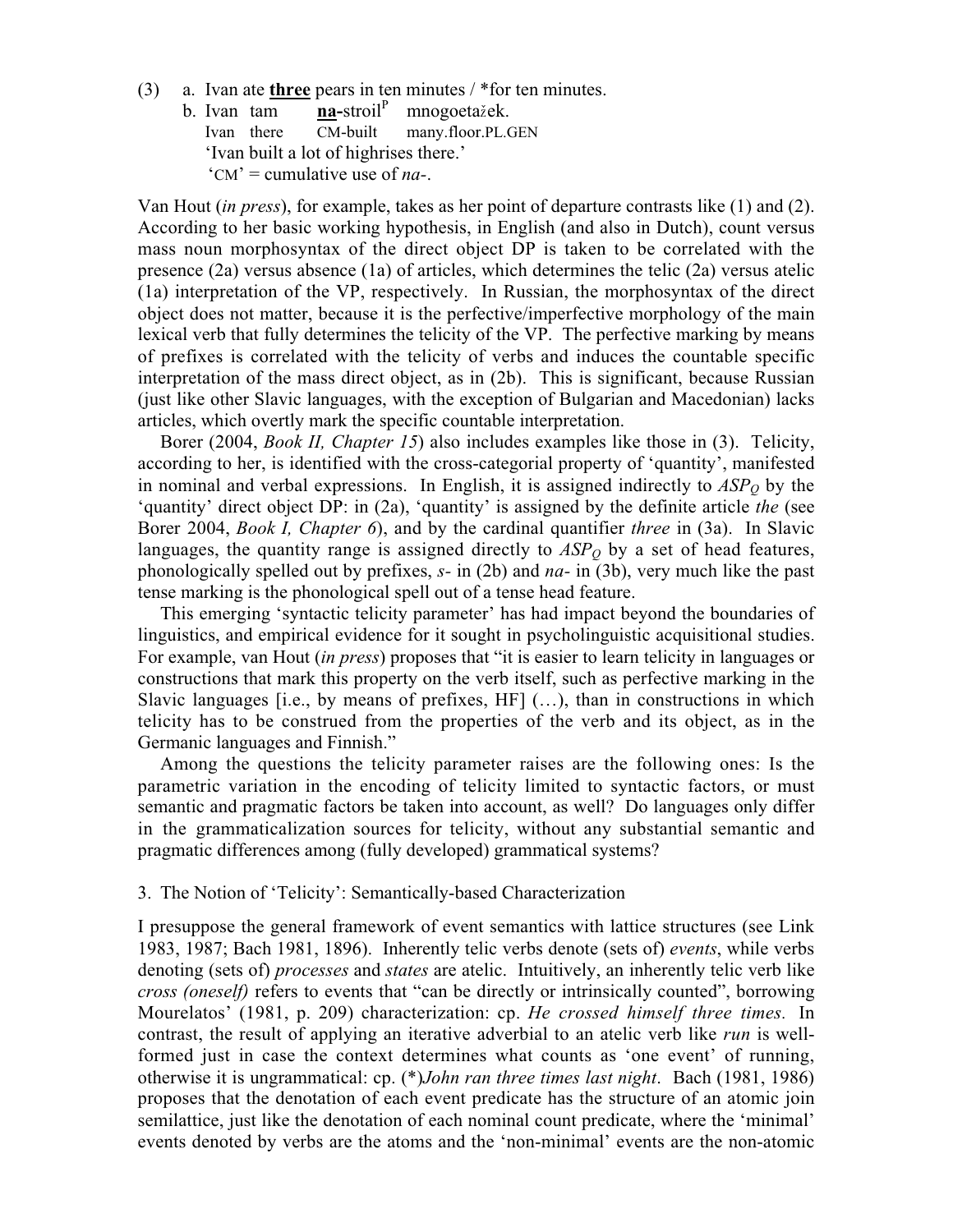(3) a. Ivan ate **three** pears in ten minutes / *for ten minutes.

b. Ivan tam **na-**stroil[P] mnogoetažek.
Ivan there CM-built many.floor.PL.GEN
'Ivan built a lot of highrises there.'
'CM' = cumulative use of *na-*.

Van Hout (*in press*), for example, takes as her point of departure contrasts like (1) and (2). According to her basic working hypothesis, in English (and also in Dutch), count versus mass noun morphosyntax of the direct object DP is taken to be correlated with the presence (2a) versus absence (1a) of articles, which determines the telic (2a) versus atelic (1a) interpretation of the VP, respectively. In Russian, the morphosyntax of the direct object does not matter, because it is the perfective/imperfective morphology of the main lexical verb that fully determines the telicity of the VP. The perfective marking by means of prefixes is correlated with the telicity of verbs and induces the countable specific interpretation of the mass direct object, as in (2b). This is significant, because Russian (just like other Slavic languages, with the exception of Bulgarian and Macedonian) lacks articles, which overtly mark the specific countable interpretation.

Borer (2004, *Book II, Chapter 15*) also includes examples like those in (3). Telicity, according to her, is identified with the cross-categorial property of 'quantity', manifested in nominal and verbal expressions. In English, it is assigned indirectly to $ASP_Q$ by the 'quantity' direct object DP: in (2a), 'quantity' is assigned by the definite article *the* (see Borer 2004, *Book I, Chapter 6*), and by the cardinal quantifier *three* in (3a). In Slavic languages, the quantity range is assigned directly to $ASP_Q$ by a set of head features, phonologically spelled out by prefixes, *s-* in (2b) and *na-* in (3b), very much like the past tense marking is the phonological spell out of a tense head feature.

This emerging 'syntactic telicity parameter' has had impact beyond the boundaries of linguistics, and empirical evidence for it sought in psycholinguistic acquisitional studies. For example, van Hout (*in press*) proposes that "it is easier to learn telicity in languages or constructions that mark this property on the verb itself, such as perfective marking in the Slavic languages [i.e., by means of prefixes, HF] (…), than in constructions in which telicity has to be construed from the properties of the verb and its object, as in the Germanic languages and Finnish."

Among the questions the telicity parameter raises are the following ones: Is the parametric variation in the encoding of telicity limited to syntactic factors, or must semantic and pragmatic factors be taken into account, as well? Do languages only differ in the grammaticalization sources for telicity, without any substantial semantic and pragmatic differences among (fully developed) grammatical systems?

## 3. The Notion of 'Telicity': Semantically-based Characterization

I presuppose the general framework of event semantics with lattice structures (see Link 1983, 1987; Bach 1981, 1896). Inherently telic verbs denote (sets of) *events*, while verbs denoting (sets of) *processes* and *states* are atelic. Intuitively, an inherently telic verb like *cross (oneself)* refers to events that "can be directly or intrinsically counted", borrowing Mourelatos' (1981, p. 209) characterization: cp. *He crossed himself three times.* In contrast, the result of applying an iterative adverbial to an atelic verb like *run* is well-formed just in case the context determines what counts as 'one event' of running, otherwise it is ungrammatical: cp. (*)*John ran three times last night*. Bach (1981, 1986) proposes that the denotation of each event predicate has the structure of an atomic join semilattice, just like the denotation of each nominal count predicate, where the 'minimal' events denoted by verbs are the atoms and the 'non-minimal' events are the non-atomic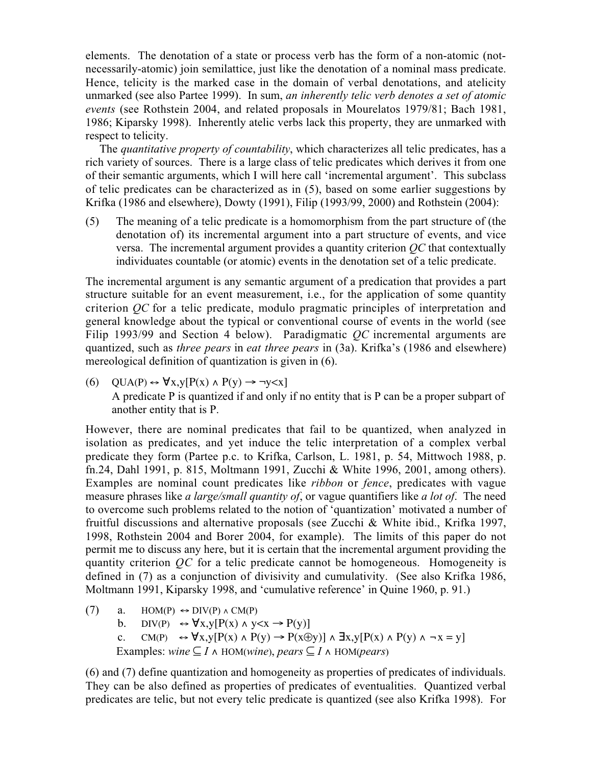elements. The denotation of a state or process verb has the form of a non-atomic (not-necessarily-atomic) join semilattice, just like the denotation of a nominal mass predicate. Hence, telicity is the marked case in the domain of verbal denotations, and atelicity unmarked (see also Partee 1999). In sum, *an inherently telic verb denotes a set of atomic events* (see Rothstein 2004, and related proposals in Mourelatos 1979/81; Bach 1981, 1986; Kiparsky 1998). Inherently atelic verbs lack this property, they are unmarked with respect to telicity.

The *quantitative property of countability*, which characterizes all telic predicates, has a rich variety of sources. There is a large class of telic predicates which derives it from one of their semantic arguments, which I will here call 'incremental argument'. This subclass of telic predicates can be characterized as in (5), based on some earlier suggestions by Krifka (1986 and elsewhere), Dowty (1991), Filip (1993/99, 2000) and Rothstein (2004):

(5) The meaning of a telic predicate is a homomorphism from the part structure of (the denotation of) its incremental argument into a part structure of events, and vice versa. The incremental argument provides a quantity criterion *QC* that contextually individuates countable (or atomic) events in the denotation set of a telic predicate.

The incremental argument is any semantic argument of a predication that provides a part structure suitable for an event measurement, i.e., for the application of some quantity criterion *QC* for a telic predicate, modulo pragmatic principles of interpretation and general knowledge about the typical or conventional course of events in the world (see Filip 1993/99 and Section 4 below). Paradigmatic *QC* incremental arguments are quantized, such as *three pears* in *eat three pears* in (3a). Krifka's (1986 and elsewhere) mereological definition of quantization is given in (6).

(6) $\text{QUA}(P) \leftrightarrow \forall x,y[P(x) \wedge P(y) \rightarrow \neg y<x]$
A predicate P is quantized if and only if no entity that is P can be a proper subpart of another entity that is P.

However, there are nominal predicates that fail to be quantized, when analyzed in isolation as predicates, and yet induce the telic interpretation of a complex verbal predicate they form (Partee p.c. to Krifka, Carlson, L. 1981, p. 54, Mittwoch 1988, p. fn.24, Dahl 1991, p. 815, Moltmann 1991, Zucchi & White 1996, 2001, among others). Examples are nominal count predicates like *ribbon* or *fence*, predicates with vague measure phrases like *a large/small quantity of*, or vague quantifiers like *a lot of*. The need to overcome such problems related to the notion of 'quantization' motivated a number of fruitful discussions and alternative proposals (see Zucchi & White ibid., Krifka 1997, 1998, Rothstein 2004 and Borer 2004, for example). The limits of this paper do not permit me to discuss any here, but it is certain that the incremental argument providing the quantity criterion *QC* for a telic predicate cannot be homogeneous. Homogeneity is defined in (7) as a conjunction of divisivity and cumulativity. (See also Krifka 1986, Moltmann 1991, Kiparsky 1998, and 'cumulative reference' in Quine 1960, p. 91.)

(7) a. $\text{HOM}(P) \leftrightarrow \text{DIV}(P) \wedge \text{CM}(P)$
b. $\text{DIV}(P) \leftrightarrow \forall x,y[P(x) \wedge y<x \rightarrow P(y)]$
c. $\text{CM}(P) \leftrightarrow \forall x,y[P(x) \wedge P(y) \rightarrow P(x \oplus y)] \wedge \exists x,y[P(x) \wedge P(y) \wedge \neg x = y]$
Examples: $\textit{wine} \subseteq I \wedge \text{HOM}(\textit{wine})$, $\textit{pears} \subseteq I \wedge \text{HOM}(\textit{pears})$

(6) and (7) define quantization and homogeneity as properties of predicates of individuals. They can be also defined as properties of predicates of eventualities. Quantized verbal predicates are telic, but not every telic predicate is quantized (see also Krifka 1998). For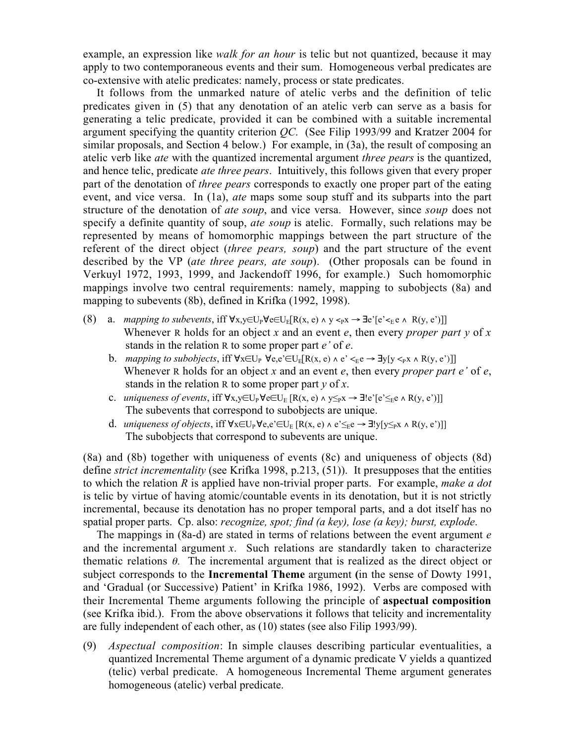example, an expression like *walk for an hour* is telic but not quantized, because it may apply to two contemporaneous events and their sum. Homogeneous verbal predicates are co-extensive with atelic predicates: namely, process or state predicates.

It follows from the unmarked nature of atelic verbs and the definition of telic predicates given in (5) that any denotation of an atelic verb can serve as a basis for generating a telic predicate, provided it can be combined with a suitable incremental argument specifying the quantity criterion *QC*. (See Filip 1993/99 and Kratzer 2004 for similar proposals, and Section 4 below.) For example, in (3a), the result of composing an atelic verb like *ate* with the quantized incremental argument *three pears* is the quantized, and hence telic, predicate *ate three pears*. Intuitively, this follows given that every proper part of the denotation of *three pears* corresponds to exactly one proper part of the eating event, and vice versa. In (1a), *ate* maps some soup stuff and its subparts into the part structure of the denotation of *ate soup*, and vice versa. However, since *soup* does not specify a definite quantity of soup, *ate soup* is atelic. Formally, such relations may be represented by means of homomorphic mappings between the part structure of the referent of the direct object (*three pears, soup*) and the part structure of the event described by the VP (*ate three pears, ate soup*). (Other proposals can be found in Verkuyl 1972, 1993, 1999, and Jackendoff 1996, for example.) Such homomorphic mappings involve two central requirements: namely, mapping to subobjects (8a) and mapping to subevents (8b), defined in Krifka (1992, 1998).

(8) a. *mapping to subevents*, iff $\forall x,y \in U_P \forall e \in U_E[R(x, e) \wedge y <_P x \rightarrow \exists e'[e' <_E e \wedge R(y, e')]]$
Whenever R holds for an object *x* and an event *e*, then every *proper part y* of *x* stands in the relation R to some proper part *e'* of *e*.

b. *mapping to subobjects*, iff $\forall x \in U_P\ \forall e,e' \in U_E[R(x, e) \wedge e' <_E e \rightarrow \exists y[y <_P x \wedge R(y, e')]]$
Whenever R holds for an object *x* and an event *e*, then every *proper part e'* of *e*, stands in the relation R to some proper part *y* of *x*.

c. *uniqueness of events*, iff $\forall x,y \in U_P \forall e \in U_E\ [R(x, e) \wedge y \leq_P x \rightarrow \exists! e'[e' \leq_E e \wedge R(y, e')]]$
The subevents that correspond to subobjects are unique.

d. *uniqueness of objects*, iff $\forall x \in U_P \forall e,e' \in U_E\ [R(x, e) \wedge e' \leq_E e \rightarrow \exists! y[y \leq_P x \wedge R(y, e')]]$
The subobjects that correspond to subevents are unique.

(8a) and (8b) together with uniqueness of events (8c) and uniqueness of objects (8d) define *strict incrementality* (see Krifka 1998, p.213, (51)). It presupposes that the entities to which the relation *R* is applied have non-trivial proper parts. For example, *make a dot* is telic by virtue of having atomic/countable events in its denotation, but it is not strictly incremental, because its denotation has no proper temporal parts, and a dot itself has no spatial proper parts. Cp. also: *recognize, spot; find (a key), lose (a key); burst, explode*.

The mappings in (8a-d) are stated in terms of relations between the event argument *e* and the incremental argument *x*. Such relations are standardly taken to characterize thematic relations $\theta$. The incremental argument that is realized as the direct object or subject corresponds to the **Incremental Theme** argument **(**in the sense of Dowty 1991, and 'Gradual (or Successive) Patient' in Krifka 1986, 1992). Verbs are composed with their Incremental Theme arguments following the principle of **aspectual composition** (see Krifka ibid.). From the above observations it follows that telicity and incrementality are fully independent of each other, as (10) states (see also Filip 1993/99).

(9) *Aspectual composition*: In simple clauses describing particular eventualities, a quantized Incremental Theme argument of a dynamic predicate V yields a quantized (telic) verbal predicate. A homogeneous Incremental Theme argument generates homogeneous (atelic) verbal predicate.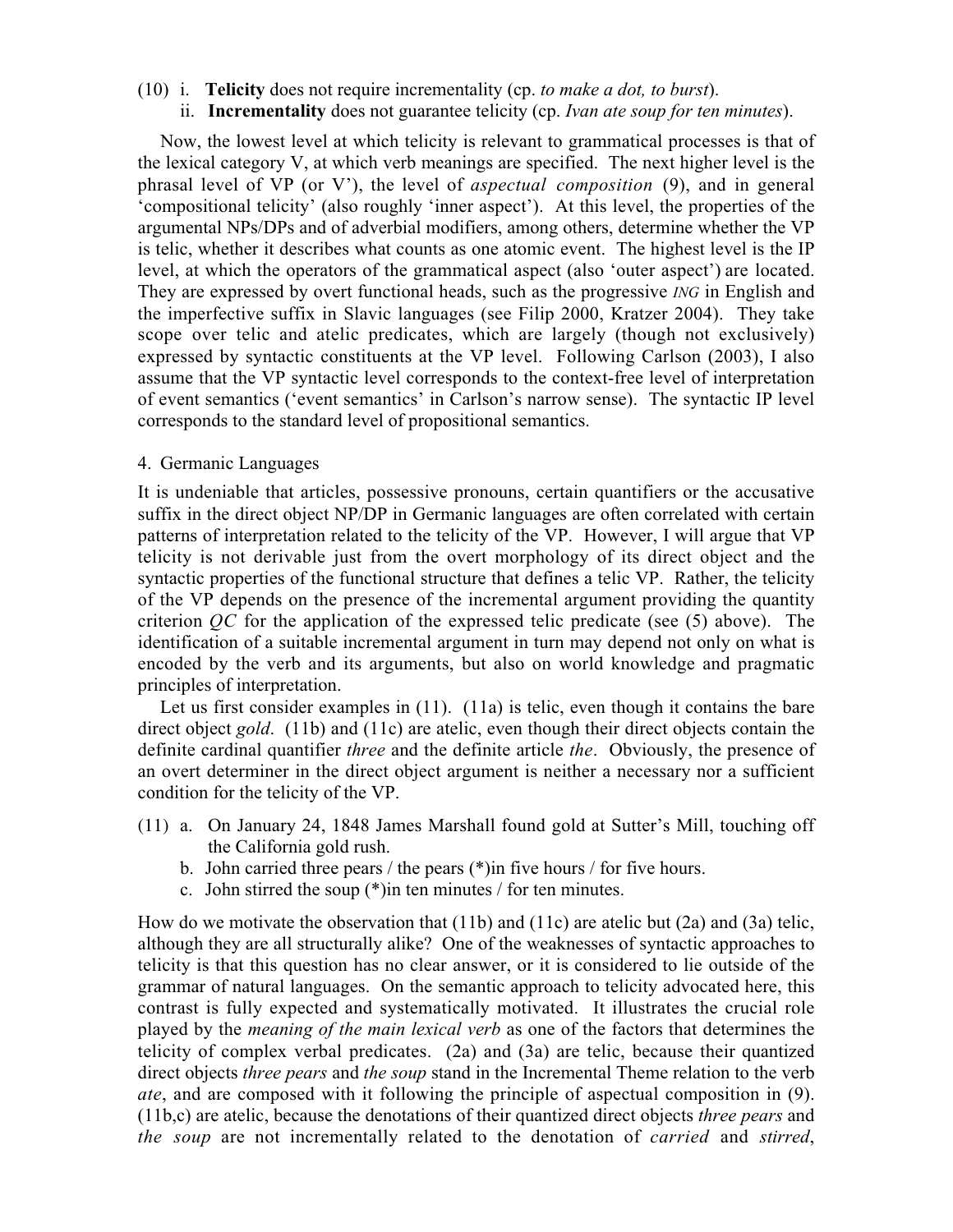(10) i. **Telicity** does not require incrementality (cp. *to make a dot, to burst*).
 ii. **Incrementality** does not guarantee telicity (cp. *Ivan ate soup for ten minutes*).

Now, the lowest level at which telicity is relevant to grammatical processes is that of the lexical category V, at which verb meanings are specified. The next higher level is the phrasal level of VP (or V'), the level of *aspectual composition* (9), and in general 'compositional telicity' (also roughly 'inner aspect'). At this level, the properties of the argumental NPs/DPs and of adverbial modifiers, among others, determine whether the VP is telic, whether it describes what counts as one atomic event. The highest level is the IP level, at which the operators of the grammatical aspect (also 'outer aspect') are located. They are expressed by overt functional heads, such as the progressive *ING* in English and the imperfective suffix in Slavic languages (see Filip 2000, Kratzer 2004). They take scope over telic and atelic predicates, which are largely (though not exclusively) expressed by syntactic constituents at the VP level. Following Carlson (2003), I also assume that the VP syntactic level corresponds to the context-free level of interpretation of event semantics ('event semantics' in Carlson's narrow sense). The syntactic IP level corresponds to the standard level of propositional semantics.

## 4. Germanic Languages

It is undeniable that articles, possessive pronouns, certain quantifiers or the accusative suffix in the direct object NP/DP in Germanic languages are often correlated with certain patterns of interpretation related to the telicity of the VP. However, I will argue that VP telicity is not derivable just from the overt morphology of its direct object and the syntactic properties of the functional structure that defines a telic VP. Rather, the telicity of the VP depends on the presence of the incremental argument providing the quantity criterion *QC* for the application of the expressed telic predicate (see (5) above). The identification of a suitable incremental argument in turn may depend not only on what is encoded by the verb and its arguments, but also on world knowledge and pragmatic principles of interpretation.

Let us first consider examples in (11). (11a) is telic, even though it contains the bare direct object *gold*. (11b) and (11c) are atelic, even though their direct objects contain the definite cardinal quantifier *three* and the definite article *the*. Obviously, the presence of an overt determiner in the direct object argument is neither a necessary nor a sufficient condition for the telicity of the VP.

(11) a. On January 24, 1848 James Marshall found gold at Sutter's Mill, touching off the California gold rush.
 b. John carried three pears / the pears (*)in five hours / for five hours.
 c. John stirred the soup (*)in ten minutes / for ten minutes.

How do we motivate the observation that (11b) and (11c) are atelic but (2a) and (3a) telic, although they are all structurally alike? One of the weaknesses of syntactic approaches to telicity is that this question has no clear answer, or it is considered to lie outside of the grammar of natural languages. On the semantic approach to telicity advocated here, this contrast is fully expected and systematically motivated. It illustrates the crucial role played by the *meaning of the main lexical verb* as one of the factors that determines the telicity of complex verbal predicates. (2a) and (3a) are telic, because their quantized direct objects *three pears* and *the soup* stand in the Incremental Theme relation to the verb *ate*, and are composed with it following the principle of aspectual composition in (9). (11b,c) are atelic, because the denotations of their quantized direct objects *three pears* and *the soup* are not incrementally related to the denotation of *carried* and *stirred*,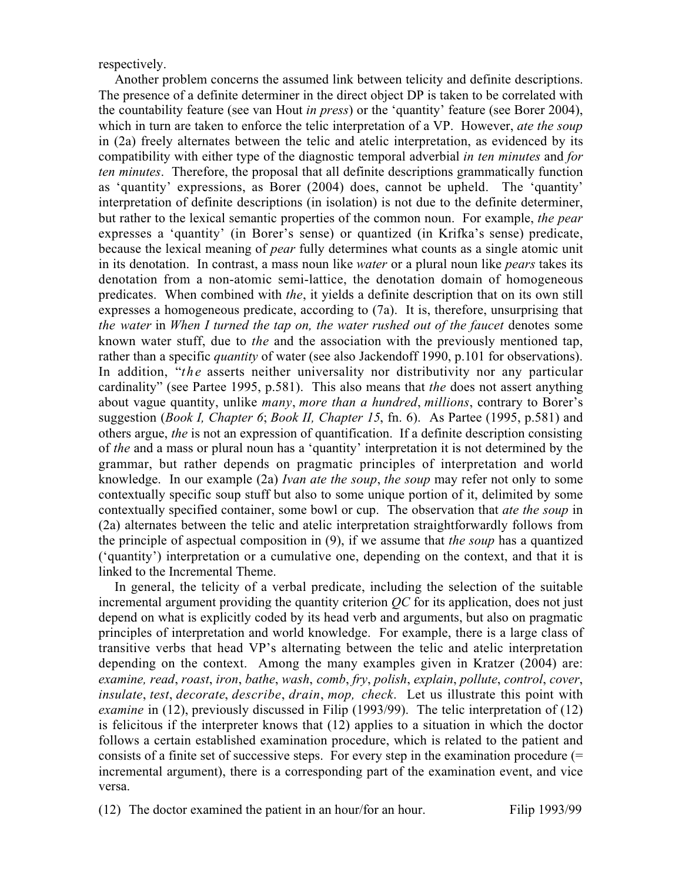respectively.

Another problem concerns the assumed link between telicity and definite descriptions. The presence of a definite determiner in the direct object DP is taken to be correlated with the countability feature (see van Hout *in press*) or the 'quantity' feature (see Borer 2004), which in turn are taken to enforce the telic interpretation of a VP. However, *ate the soup* in (2a) freely alternates between the telic and atelic interpretation, as evidenced by its compatibility with either type of the diagnostic temporal adverbial *in ten minutes* and *for ten minutes*. Therefore, the proposal that all definite descriptions grammatically function as 'quantity' expressions, as Borer (2004) does, cannot be upheld. The 'quantity' interpretation of definite descriptions (in isolation) is not due to the definite determiner, but rather to the lexical semantic properties of the common noun. For example, *the pear* expresses a 'quantity' (in Borer's sense) or quantized (in Krifka's sense) predicate, because the lexical meaning of *pear* fully determines what counts as a single atomic unit in its denotation. In contrast, a mass noun like *water* or a plural noun like *pears* takes its denotation from a non-atomic semi-lattice, the denotation domain of homogeneous predicates. When combined with *the*, it yields a definite description that on its own still expresses a homogeneous predicate, according to (7a). It is, therefore, unsurprising that *the water* in *When I turned the tap on, the water rushed out of the faucet* denotes some known water stuff, due to *the* and the association with the previously mentioned tap, rather than a specific *quantity* of water (see also Jackendoff 1990, p.101 for observations). In addition, "*the* asserts neither universality nor distributivity nor any particular cardinality" (see Partee 1995, p.581). This also means that *the* does not assert anything about vague quantity, unlike *many*, *more than a hundred*, *millions*, contrary to Borer's suggestion (*Book I, Chapter 6*; *Book II, Chapter 15*, fn. 6). As Partee (1995, p.581) and others argue, *the* is not an expression of quantification. If a definite description consisting of *the* and a mass or plural noun has a 'quantity' interpretation it is not determined by the grammar, but rather depends on pragmatic principles of interpretation and world knowledge. In our example (2a) *Ivan ate the soup*, *the soup* may refer not only to some contextually specific soup stuff but also to some unique portion of it, delimited by some contextually specified container, some bowl or cup. The observation that *ate the soup* in (2a) alternates between the telic and atelic interpretation straightforwardly follows from the principle of aspectual composition in (9), if we assume that *the soup* has a quantized ('quantity') interpretation or a cumulative one, depending on the context, and that it is linked to the Incremental Theme.

In general, the telicity of a verbal predicate, including the selection of the suitable incremental argument providing the quantity criterion *QC* for its application, does not just depend on what is explicitly coded by its head verb and arguments, but also on pragmatic principles of interpretation and world knowledge. For example, there is a large class of transitive verbs that head VP's alternating between the telic and atelic interpretation depending on the context. Among the many examples given in Kratzer (2004) are: *examine, read*, *roast*, *iron*, *bathe*, *wash*, *comb*, *fry*, *polish*, *explain*, *pollute*, *control*, *cover*, *insulate*, *test*, *decorate*, *describe*, *drain*, *mop, check*. Let us illustrate this point with *examine* in (12), previously discussed in Filip (1993/99). The telic interpretation of (12) is felicitous if the interpreter knows that (12) applies to a situation in which the doctor follows a certain established examination procedure, which is related to the patient and consists of a finite set of successive steps. For every step in the examination procedure (= incremental argument), there is a corresponding part of the examination event, and vice versa.

(12) The doctor examined the patient in an hour/for an hour. Filip 1993/99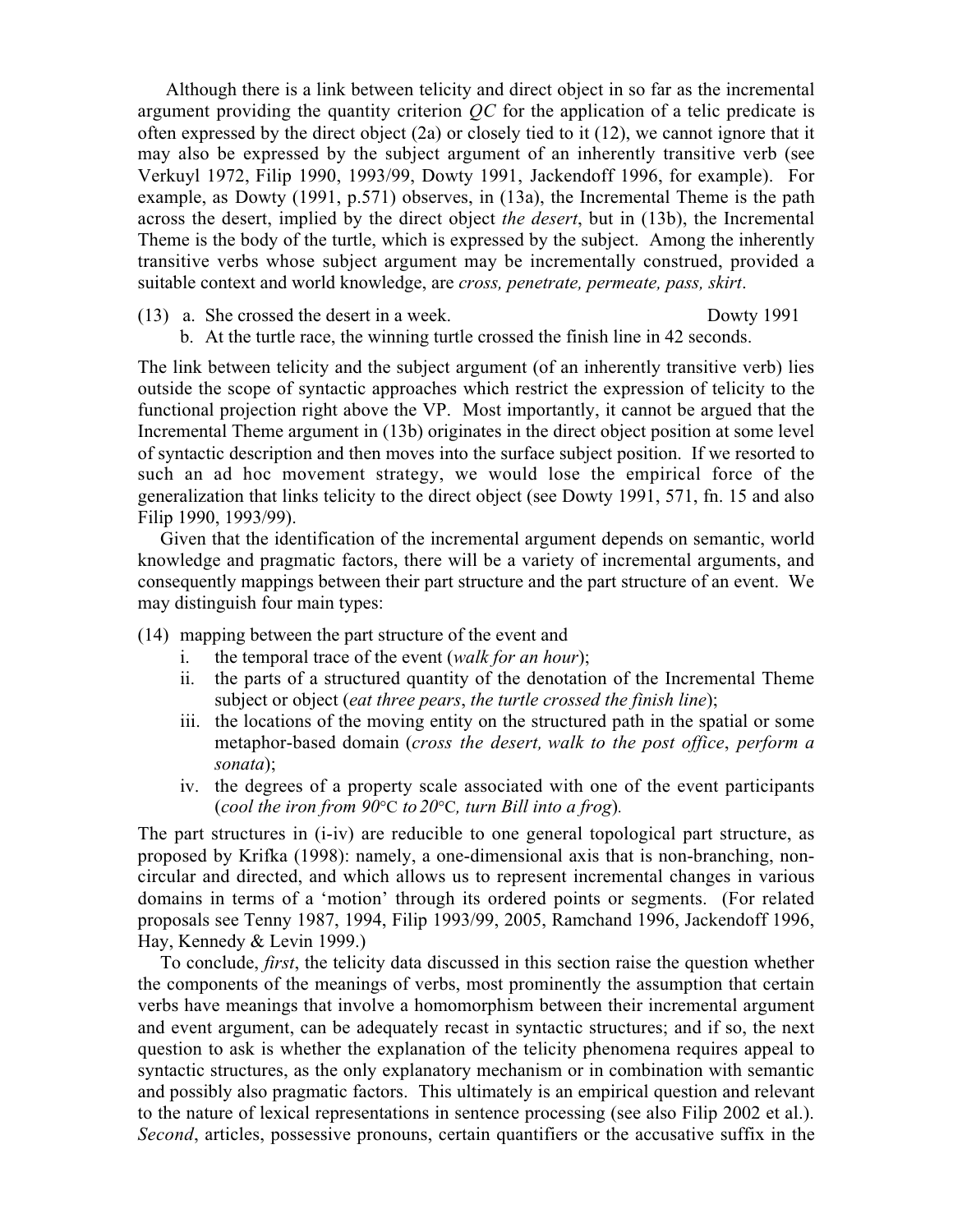Although there is a link between telicity and direct object in so far as the incremental argument providing the quantity criterion *QC* for the application of a telic predicate is often expressed by the direct object (2a) or closely tied to it (12), we cannot ignore that it may also be expressed by the subject argument of an inherently transitive verb (see Verkuyl 1972, Filip 1990, 1993/99, Dowty 1991, Jackendoff 1996, for example). For example, as Dowty (1991, p.571) observes, in (13a), the Incremental Theme is the path across the desert, implied by the direct object *the desert*, but in (13b), the Incremental Theme is the body of the turtle, which is expressed by the subject. Among the inherently transitive verbs whose subject argument may be incrementally construed, provided a suitable context and world knowledge, are *cross, penetrate, permeate, pass, skirt*.

(13) a. She crossed the desert in a week. Dowty 1991
b. At the turtle race, the winning turtle crossed the finish line in 42 seconds.

The link between telicity and the subject argument (of an inherently transitive verb) lies outside the scope of syntactic approaches which restrict the expression of telicity to the functional projection right above the VP. Most importantly, it cannot be argued that the Incremental Theme argument in (13b) originates in the direct object position at some level of syntactic description and then moves into the surface subject position. If we resorted to such an ad hoc movement strategy, we would lose the empirical force of the generalization that links telicity to the direct object (see Dowty 1991, 571, fn. 15 and also Filip 1990, 1993/99).

Given that the identification of the incremental argument depends on semantic, world knowledge and pragmatic factors, there will be a variety of incremental arguments, and consequently mappings between their part structure and the part structure of an event. We may distinguish four main types:

(14) mapping between the part structure of the event and
i. the temporal trace of the event (*walk for an hour*);
ii. the parts of a structured quantity of the denotation of the Incremental Theme subject or object (*eat three pears*, *the turtle crossed the finish line*);
iii. the locations of the moving entity on the structured path in the spatial or some metaphor-based domain (*cross the desert, walk to the post office*, *perform a sonata*);
iv. the degrees of a property scale associated with one of the event participants (*cool the iron from 90*°C *to 20*°C*, turn Bill into a frog*).

The part structures in (i-iv) are reducible to one general topological part structure, as proposed by Krifka (1998): namely, a one-dimensional axis that is non-branching, non-circular and directed, and which allows us to represent incremental changes in various domains in terms of a 'motion' through its ordered points or segments. (For related proposals see Tenny 1987, 1994, Filip 1993/99, 2005, Ramchand 1996, Jackendoff 1996, Hay, Kennedy & Levin 1999.)

To conclude, *first*, the telicity data discussed in this section raise the question whether the components of the meanings of verbs, most prominently the assumption that certain verbs have meanings that involve a homomorphism between their incremental argument and event argument, can be adequately recast in syntactic structures; and if so, the next question to ask is whether the explanation of the telicity phenomena requires appeal to syntactic structures, as the only explanatory mechanism or in combination with semantic and possibly also pragmatic factors. This ultimately is an empirical question and relevant to the nature of lexical representations in sentence processing (see also Filip 2002 et al.). *Second*, articles, possessive pronouns, certain quantifiers or the accusative suffix in the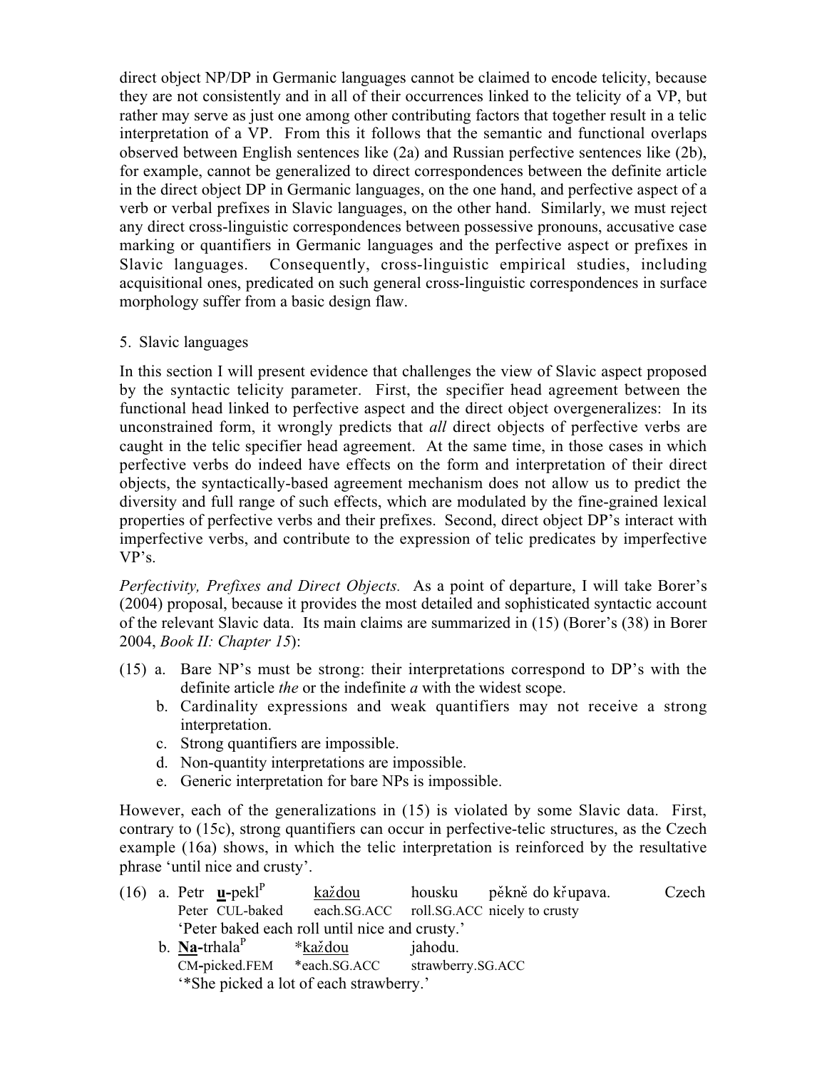direct object NP/DP in Germanic languages cannot be claimed to encode telicity, because they are not consistently and in all of their occurrences linked to the telicity of a VP, but rather may serve as just one among other contributing factors that together result in a telic interpretation of a VP. From this it follows that the semantic and functional overlaps observed between English sentences like (2a) and Russian perfective sentences like (2b), for example, cannot be generalized to direct correspondences between the definite article in the direct object DP in Germanic languages, on the one hand, and perfective aspect of a verb or verbal prefixes in Slavic languages, on the other hand. Similarly, we must reject any direct cross-linguistic correspondences between possessive pronouns, accusative case marking or quantifiers in Germanic languages and the perfective aspect or prefixes in Slavic languages. Consequently, cross-linguistic empirical studies, including acquisitional ones, predicated on such general cross-linguistic correspondences in surface morphology suffer from a basic design flaw.

## 5. Slavic languages

In this section I will present evidence that challenges the view of Slavic aspect proposed by the syntactic telicity parameter. First, the specifier head agreement between the functional head linked to perfective aspect and the direct object overgeneralizes: In its unconstrained form, it wrongly predicts that *all* direct objects of perfective verbs are caught in the telic specifier head agreement. At the same time, in those cases in which perfective verbs do indeed have effects on the form and interpretation of their direct objects, the syntactically-based agreement mechanism does not allow us to predict the diversity and full range of such effects, which are modulated by the fine-grained lexical properties of perfective verbs and their prefixes. Second, direct object DP's interact with imperfective verbs, and contribute to the expression of telic predicates by imperfective VP's.

*Perfectivity, Prefixes and Direct Objects.* As a point of departure, I will take Borer's (2004) proposal, because it provides the most detailed and sophisticated syntactic account of the relevant Slavic data. Its main claims are summarized in (15) (Borer's (38) in Borer 2004, *Book II: Chapter 15*):

(15) a. Bare NP's must be strong: their interpretations correspond to DP's with the definite article *the* or the indefinite *a* with the widest scope.
  b. Cardinality expressions and weak quantifiers may not receive a strong interpretation.
  c. Strong quantifiers are impossible.
  d. Non-quantity interpretations are impossible.
  e. Generic interpretation for bare NPs is impossible.

However, each of the generalizations in (15) is violated by some Slavic data. First, contrary to (15c), strong quantifiers can occur in perfective-telic structures, as the Czech example (16a) shows, in which the telic interpretation is reinforced by the resultative phrase 'until nice and crusty'.

(16) a. Petr **u**-pekl[P] každou housku pěkně do křupava. Czech
  Peter CUL-baked each.SG.ACC roll.SG.ACC nicely to crusty
  'Peter baked each roll until nice and crusty.'
  b. **Na**-trhala[P] *každou jahodu.
  CM-picked.FEM *each.SG.ACC strawberry.SG.ACC
  '*She picked a lot of each strawberry.'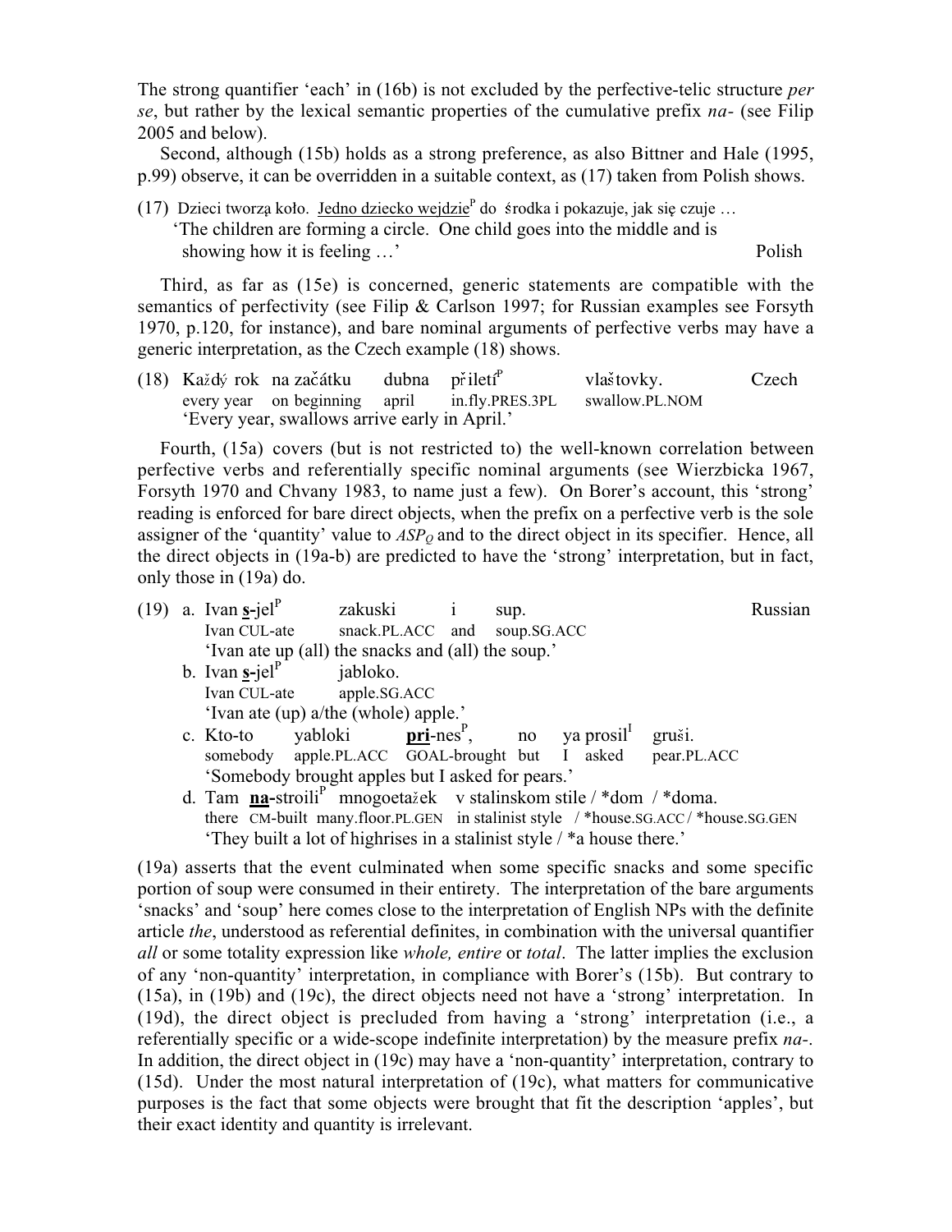The strong quantifier 'each' in (16b) is not excluded by the perfective-telic structure *per se*, but rather by the lexical semantic properties of the cumulative prefix *na-* (see Filip 2005 and below).

Second, although (15b) holds as a strong preference, as also Bittner and Hale (1995, p.99) observe, it can be overridden in a suitable context, as (17) taken from Polish shows.

(17) Dzieci tworzą koło. <u>Jedno dziecko wejdzie</u>[P] do środka i pokazuje, jak się czuje …
'The children are forming a circle. One child goes into the middle and is showing how it is feeling …' Polish

Third, as far as (15e) is concerned, generic statements are compatible with the semantics of perfectivity (see Filip & Carlson 1997; for Russian examples see Forsyth 1970, p.120, for instance), and bare nominal arguments of perfective verbs may have a generic interpretation, as the Czech example (18) shows.

(18) Každý rok na začátku dubna přiletí[P] vlaštovky. Czech
every year on beginning april in.fly.PRES.3PL swallow.PL.NOM
'Every year, swallows arrive early in April.'

Fourth, (15a) covers (but is not restricted to) the well-known correlation between perfective verbs and referentially specific nominal arguments (see Wierzbicka 1967, Forsyth 1970 and Chvany 1983, to name just a few). On Borer's account, this 'strong' reading is enforced for bare direct objects, when the prefix on a perfective verb is the sole assigner of the 'quantity' value to $ASP_Q$ and to the direct object in its specifier. Hence, all the direct objects in (19a-b) are predicted to have the 'strong' interpretation, but in fact, only those in (19a) do.

(19) a. Ivan **<u>s</u>**-jel[P] zakuski i sup. Russian
Ivan CUL-ate snack.PL.ACC and soup.SG.ACC
'Ivan ate up (all) the snacks and (all) the soup.'

b. Ivan **<u>s</u>**-jel[P] jabloko.
Ivan CUL-ate apple.SG.ACC
'Ivan ate (up) a/the (whole) apple.'

c. Kto-to yabloki **<u>pri</u>**-nes[P], no ya prosil[I] gruši.
somebody apple.PL.ACC GOAL-brought but I asked pear.PL.ACC
'Somebody brought apples but I asked for pears.'

d. Tam **<u>na</u>**-stroili[P] mnogoetažek v stalinskom stile / *dom / *doma.
there CM-built many.floor.PL.GEN in stalinist style / *house.SG.ACC / *house.SG.GEN
'They built a lot of highrises in a stalinist style / *a house there.'

(19a) asserts that the event culminated when some specific snacks and some specific portion of soup were consumed in their entirety. The interpretation of the bare arguments 'snacks' and 'soup' here comes close to the interpretation of English NPs with the definite article *the*, understood as referential definites, in combination with the universal quantifier *all* or some totality expression like *whole, entire* or *total*. The latter implies the exclusion of any 'non-quantity' interpretation, in compliance with Borer's (15b). But contrary to (15a), in (19b) and (19c), the direct objects need not have a 'strong' interpretation. In (19d), the direct object is precluded from having a 'strong' interpretation (i.e., a referentially specific or a wide-scope indefinite interpretation) by the measure prefix *na-*. In addition, the direct object in (19c) may have a 'non-quantity' interpretation, contrary to (15d). Under the most natural interpretation of (19c), what matters for communicative purposes is the fact that some objects were brought that fit the description 'apples', but their exact identity and quantity is irrelevant.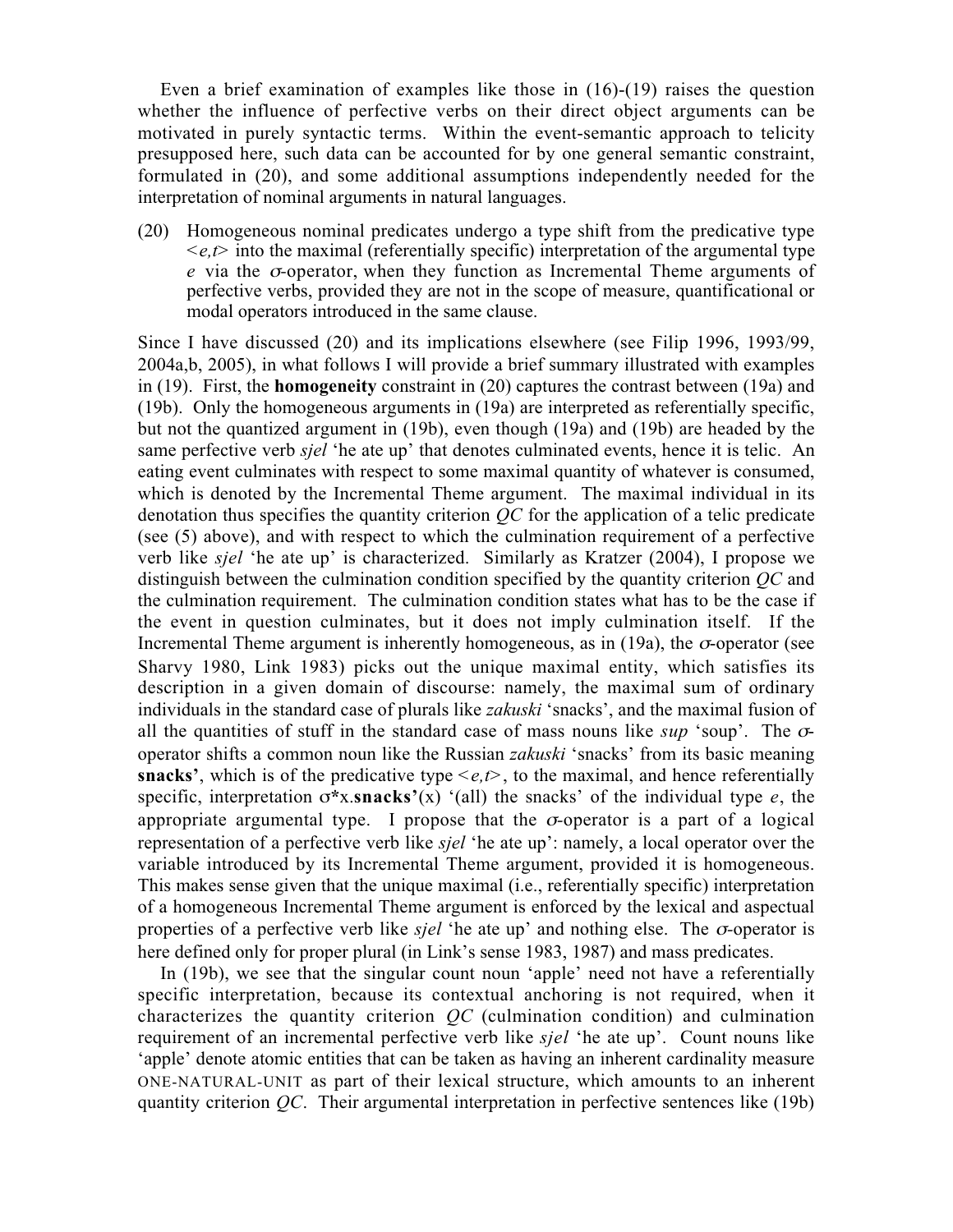Even a brief examination of examples like those in (16)-(19) raises the question whether the influence of perfective verbs on their direct object arguments can be motivated in purely syntactic terms. Within the event-semantic approach to telicity presupposed here, such data can be accounted for by one general semantic constraint, formulated in (20), and some additional assumptions independently needed for the interpretation of nominal arguments in natural languages.

(20) Homogeneous nominal predicates undergo a type shift from the predicative type $<e,t>$ into the maximal (referentially specific) interpretation of the argumental type $e$ via the $\sigma$-operator, when they function as Incremental Theme arguments of perfective verbs, provided they are not in the scope of measure, quantificational or modal operators introduced in the same clause.

Since I have discussed (20) and its implications elsewhere (see Filip 1996, 1993/99, 2004a,b, 2005), in what follows I will provide a brief summary illustrated with examples in (19). First, the **homogeneity** constraint in (20) captures the contrast between (19a) and (19b). Only the homogeneous arguments in (19a) are interpreted as referentially specific, but not the quantized argument in (19b), even though (19a) and (19b) are headed by the same perfective verb *sjel* 'he ate up' that denotes culminated events, hence it is telic. An eating event culminates with respect to some maximal quantity of whatever is consumed, which is denoted by the Incremental Theme argument. The maximal individual in its denotation thus specifies the quantity criterion *QC* for the application of a telic predicate (see (5) above), and with respect to which the culmination requirement of a perfective verb like *sjel* 'he ate up' is characterized. Similarly as Kratzer (2004), I propose we distinguish between the culmination condition specified by the quantity criterion *QC* and the culmination requirement. The culmination condition states what has to be the case if the event in question culminates, but it does not imply culmination itself. If the Incremental Theme argument is inherently homogeneous, as in (19a), the $\sigma$-operator (see Sharvy 1980, Link 1983) picks out the unique maximal entity, which satisfies its description in a given domain of discourse: namely, the maximal sum of ordinary individuals in the standard case of plurals like *zakuski* 'snacks', and the maximal fusion of all the quantities of stuff in the standard case of mass nouns like *sup* 'soup'. The $\sigma$-operator shifts a common noun like the Russian *zakuski* 'snacks' from its basic meaning **snacks'**, which is of the predicative type $<e,t>$, to the maximal, and hence referentially specific, interpretation $\sigma$\*x.**snacks'**(x) '(all) the snacks' of the individual type $e$, the appropriate argumental type. I propose that the $\sigma$-operator is a part of a logical representation of a perfective verb like *sjel* 'he ate up': namely, a local operator over the variable introduced by its Incremental Theme argument, provided it is homogeneous. This makes sense given that the unique maximal (i.e., referentially specific) interpretation of a homogeneous Incremental Theme argument is enforced by the lexical and aspectual properties of a perfective verb like *sjel* 'he ate up' and nothing else. The $\sigma$-operator is here defined only for proper plural (in Link's sense 1983, 1987) and mass predicates.

In (19b), we see that the singular count noun 'apple' need not have a referentially specific interpretation, because its contextual anchoring is not required, when it characterizes the quantity criterion *QC* (culmination condition) and culmination requirement of an incremental perfective verb like *sjel* 'he ate up'. Count nouns like 'apple' denote atomic entities that can be taken as having an inherent cardinality measure ONE-NATURAL-UNIT as part of their lexical structure, which amounts to an inherent quantity criterion *QC*. Their argumental interpretation in perfective sentences like (19b)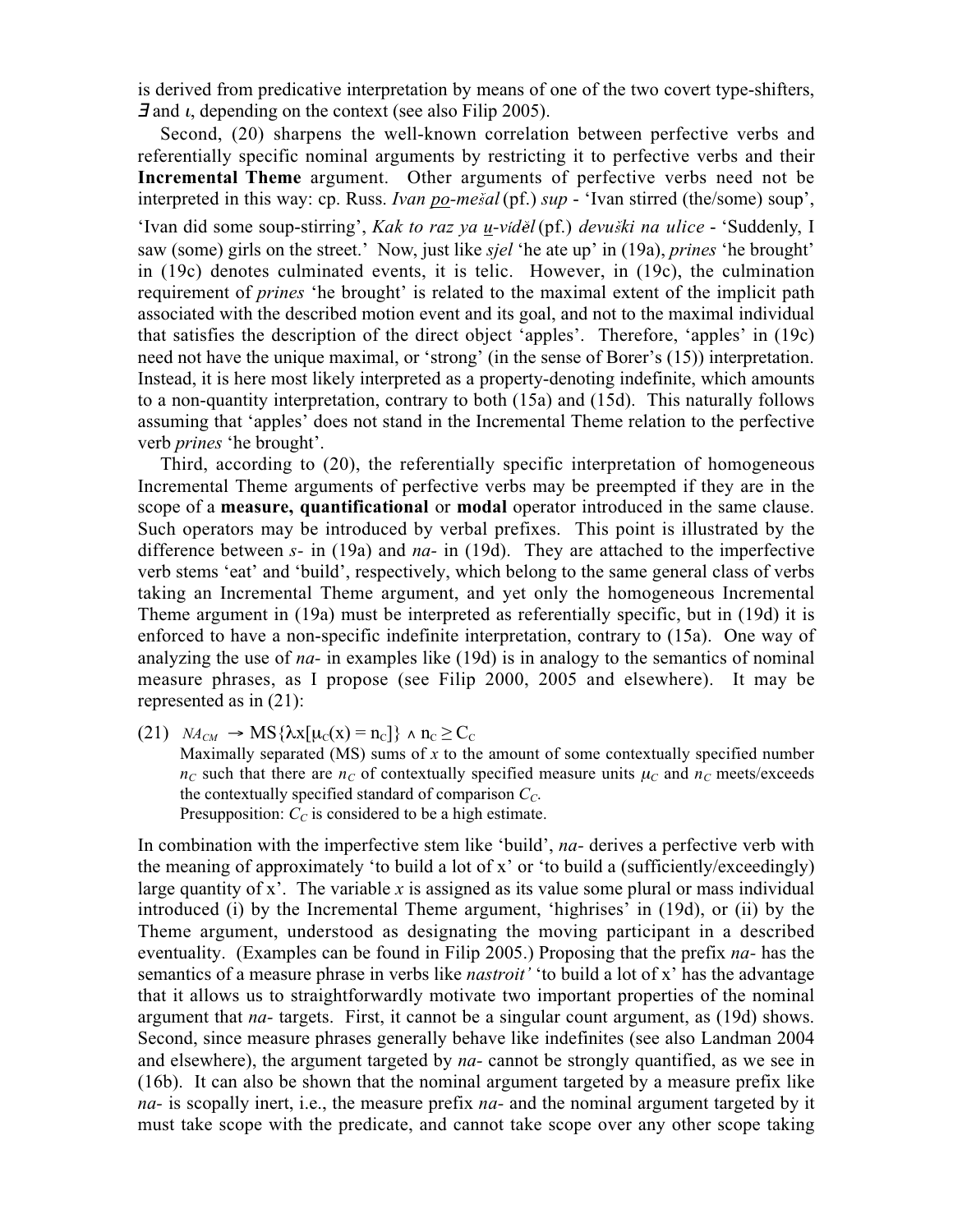is derived from predicative interpretation by means of one of the two covert type-shifters, $\exists$ and $\iota$, depending on the context (see also Filip 2005).

Second, (20) sharpens the well-known correlation between perfective verbs and referentially specific nominal arguments by restricting it to perfective verbs and their **Incremental Theme** argument. Other arguments of perfective verbs need not be interpreted in this way: cp. Russ. *Ivan po-mešal* (pf.) *sup* - 'Ivan stirred (the/some) soup', 'Ivan did some soup-stirring', *Kak to raz ya u-víděl* (pf.) *devuški na ulice* - 'Suddenly, I saw (some) girls on the street.' Now, just like *sjel* 'he ate up' in (19a), *prines* 'he brought' in (19c) denotes culminated events, it is telic. However, in (19c), the culmination requirement of *prines* 'he brought' is related to the maximal extent of the implicit path associated with the described motion event and its goal, and not to the maximal individual that satisfies the description of the direct object 'apples'. Therefore, 'apples' in (19c) need not have the unique maximal, or 'strong' (in the sense of Borer's (15)) interpretation. Instead, it is here most likely interpreted as a property-denoting indefinite, which amounts to a non-quantity interpretation, contrary to both (15a) and (15d). This naturally follows assuming that 'apples' does not stand in the Incremental Theme relation to the perfective verb *prines* 'he brought'.

Third, according to (20), the referentially specific interpretation of homogeneous Incremental Theme arguments of perfective verbs may be preempted if they are in the scope of a **measure, quantificational** or **modal** operator introduced in the same clause. Such operators may be introduced by verbal prefixes. This point is illustrated by the difference between *s-* in (19a) and *na-* in (19d). They are attached to the imperfective verb stems 'eat' and 'build', respectively, which belong to the same general class of verbs taking an Incremental Theme argument, and yet only the homogeneous Incremental Theme argument in (19a) must be interpreted as referentially specific, but in (19d) it is enforced to have a non-specific indefinite interpretation, contrary to (15a). One way of analyzing the use of *na-* in examples like (19d) is in analogy to the semantics of nominal measure phrases, as I propose (see Filip 2000, 2005 and elsewhere). It may be represented as in (21):

(21) $NA_{CM} \rightarrow \text{MS}\{\lambda x[\mu_C(x) = n_C]\} \wedge n_C \geq C_C$
Maximally separated (MS) sums of $x$ to the amount of some contextually specified number $n_C$ such that there are $n_C$ of contextually specified measure units $\mu_C$ and $n_C$ meets/exceeds the contextually specified standard of comparison $C_C$.
Presupposition: $C_C$ is considered to be a high estimate.

In combination with the imperfective stem like 'build', *na-* derives a perfective verb with the meaning of approximately 'to build a lot of x' or 'to build a (sufficiently/exceedingly) large quantity of x'. The variable *x* is assigned as its value some plural or mass individual introduced (i) by the Incremental Theme argument, 'highrises' in (19d), or (ii) by the Theme argument, understood as designating the moving participant in a described eventuality. (Examples can be found in Filip 2005.) Proposing that the prefix *na-* has the semantics of a measure phrase in verbs like *nastroit'* 'to build a lot of x' has the advantage that it allows us to straightforwardly motivate two important properties of the nominal argument that *na-* targets. First, it cannot be a singular count argument, as (19d) shows. Second, since measure phrases generally behave like indefinites (see also Landman 2004 and elsewhere), the argument targeted by *na-* cannot be strongly quantified, as we see in (16b). It can also be shown that the nominal argument targeted by a measure prefix like *na-* is scopally inert, i.e., the measure prefix *na-* and the nominal argument targeted by it must take scope with the predicate, and cannot take scope over any other scope taking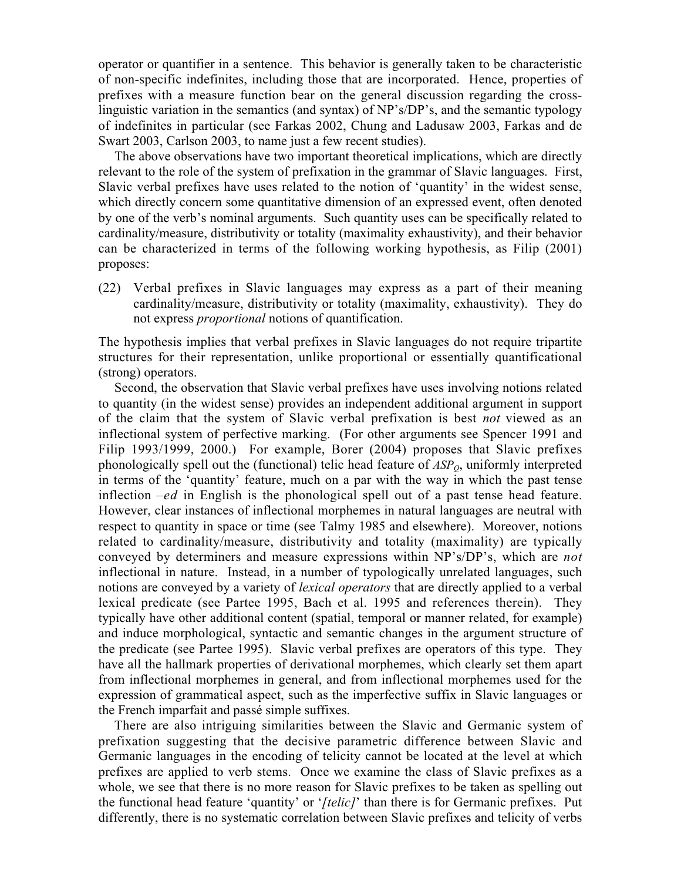operator or quantifier in a sentence. This behavior is generally taken to be characteristic of non-specific indefinites, including those that are incorporated. Hence, properties of prefixes with a measure function bear on the general discussion regarding the cross-linguistic variation in the semantics (and syntax) of NP's/DP's, and the semantic typology of indefinites in particular (see Farkas 2002, Chung and Ladusaw 2003, Farkas and de Swart 2003, Carlson 2003, to name just a few recent studies).

The above observations have two important theoretical implications, which are directly relevant to the role of the system of prefixation in the grammar of Slavic languages. First, Slavic verbal prefixes have uses related to the notion of 'quantity' in the widest sense, which directly concern some quantitative dimension of an expressed event, often denoted by one of the verb's nominal arguments. Such quantity uses can be specifically related to cardinality/measure, distributivity or totality (maximality exhaustivity), and their behavior can be characterized in terms of the following working hypothesis, as Filip (2001) proposes:

(22) Verbal prefixes in Slavic languages may express as a part of their meaning cardinality/measure, distributivity or totality (maximality, exhaustivity). They do not express *proportional* notions of quantification.

The hypothesis implies that verbal prefixes in Slavic languages do not require tripartite structures for their representation, unlike proportional or essentially quantificational (strong) operators.

Second, the observation that Slavic verbal prefixes have uses involving notions related to quantity (in the widest sense) provides an independent additional argument in support of the claim that the system of Slavic verbal prefixation is best *not* viewed as an inflectional system of perfective marking. (For other arguments see Spencer 1991 and Filip 1993/1999, 2000.) For example, Borer (2004) proposes that Slavic prefixes phonologically spell out the (functional) telic head feature of $ASP_Q$, uniformly interpreted in terms of the 'quantity' feature, much on a par with the way in which the past tense inflection *–ed* in English is the phonological spell out of a past tense head feature. However, clear instances of inflectional morphemes in natural languages are neutral with respect to quantity in space or time (see Talmy 1985 and elsewhere). Moreover, notions related to cardinality/measure, distributivity and totality (maximality) are typically conveyed by determiners and measure expressions within NP's/DP's, which are *not* inflectional in nature. Instead, in a number of typologically unrelated languages, such notions are conveyed by a variety of *lexical operators* that are directly applied to a verbal lexical predicate (see Partee 1995, Bach et al. 1995 and references therein). They typically have other additional content (spatial, temporal or manner related, for example) and induce morphological, syntactic and semantic changes in the argument structure of the predicate (see Partee 1995). Slavic verbal prefixes are operators of this type. They have all the hallmark properties of derivational morphemes, which clearly set them apart from inflectional morphemes in general, and from inflectional morphemes used for the expression of grammatical aspect, such as the imperfective suffix in Slavic languages or the French imparfait and passé simple suffixes.

There are also intriguing similarities between the Slavic and Germanic system of prefixation suggesting that the decisive parametric difference between Slavic and Germanic languages in the encoding of telicity cannot be located at the level at which prefixes are applied to verb stems. Once we examine the class of Slavic prefixes as a whole, we see that there is no more reason for Slavic prefixes to be taken as spelling out the functional head feature 'quantity' or '*[telic]*' than there is for Germanic prefixes. Put differently, there is no systematic correlation between Slavic prefixes and telicity of verbs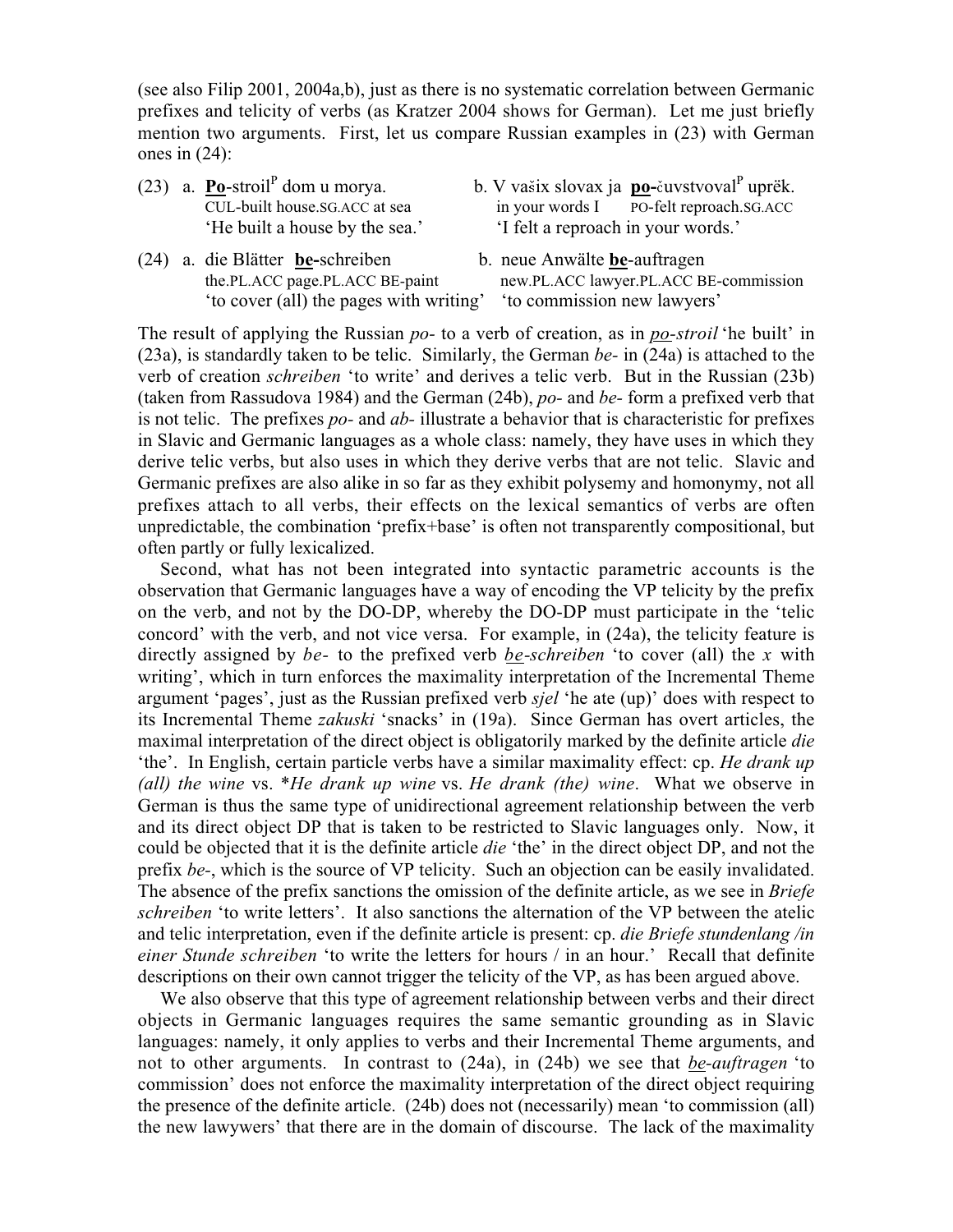(see also Filip 2001, 2004a,b), just as there is no systematic correlation between Germanic prefixes and telicity of verbs (as Kratzer 2004 shows for German). Let me just briefly mention two arguments. First, let us compare Russian examples in (23) with German ones in (24):

(23) a. **<u>Po</u>**-stroil[P] dom u morya.
  CUL-built house.SG.ACC at sea
  'He built a house by the sea.'

  b. V vašix slovax ja **<u>po-</u>**čuvstvoval[P] uprëk.
  in your words I PO-felt reproach.SG.ACC
  'I felt a reproach in your words.'

(24) a. die Blätter **<u>be</u>-**schreiben
  the.PL.ACC page.PL.ACC BE-paint
  'to cover (all) the pages with writing'

  b. neue Anwälte **<u>be</u>**-auftragen
  new.PL.ACC lawyer.PL.ACC BE-commission
  'to commission new lawyers'

The result of applying the Russian *po-* to a verb of creation, as in *<u>po</u>-stroil* 'he built' in (23a), is standardly taken to be telic. Similarly, the German *be-* in (24a) is attached to the verb of creation *schreiben* 'to write' and derives a telic verb. But in the Russian (23b) (taken from Rassudova 1984) and the German (24b), *po-* and *be-* form a prefixed verb that is not telic. The prefixes *po-* and *ab-* illustrate a behavior that is characteristic for prefixes in Slavic and Germanic languages as a whole class: namely, they have uses in which they derive telic verbs, but also uses in which they derive verbs that are not telic. Slavic and Germanic prefixes are also alike in so far as they exhibit polysemy and homonymy, not all prefixes attach to all verbs, their effects on the lexical semantics of verbs are often unpredictable, the combination 'prefix+base' is often not transparently compositional, but often partly or fully lexicalized.

Second, what has not been integrated into syntactic parametric accounts is the observation that Germanic languages have a way of encoding the VP telicity by the prefix on the verb, and not by the DO-DP, whereby the DO-DP must participate in the 'telic concord' with the verb, and not vice versa. For example, in (24a), the telicity feature is directly assigned by *be-* to the prefixed verb *<u>be</u>-schreiben* 'to cover (all) the *x* with writing', which in turn enforces the maximality interpretation of the Incremental Theme argument 'pages', just as the Russian prefixed verb *sjel* 'he ate (up)' does with respect to its Incremental Theme *zakuski* 'snacks' in (19a). Since German has overt articles, the maximal interpretation of the direct object is obligatorily marked by the definite article *die* 'the'. In English, certain particle verbs have a similar maximality effect: cp. *He drank up (all) the wine* vs. \**He drank up wine* vs. *He drank (the) wine*. What we observe in German is thus the same type of unidirectional agreement relationship between the verb and its direct object DP that is taken to be restricted to Slavic languages only. Now, it could be objected that it is the definite article *die* 'the' in the direct object DP, and not the prefix *be-*, which is the source of VP telicity. Such an objection can be easily invalidated. The absence of the prefix sanctions the omission of the definite article, as we see in *Briefe schreiben* 'to write letters'. It also sanctions the alternation of the VP between the atelic and telic interpretation, even if the definite article is present: cp. *die Briefe stundenlang /in einer Stunde schreiben* 'to write the letters for hours / in an hour.' Recall that definite descriptions on their own cannot trigger the telicity of the VP, as has been argued above.

We also observe that this type of agreement relationship between verbs and their direct objects in Germanic languages requires the same semantic grounding as in Slavic languages: namely, it only applies to verbs and their Incremental Theme arguments, and not to other arguments. In contrast to (24a), in (24b) we see that *<u>be</u>-auftragen* 'to commission' does not enforce the maximality interpretation of the direct object requiring the presence of the definite article. (24b) does not (necessarily) mean 'to commission (all) the new lawywers' that there are in the domain of discourse. The lack of the maximality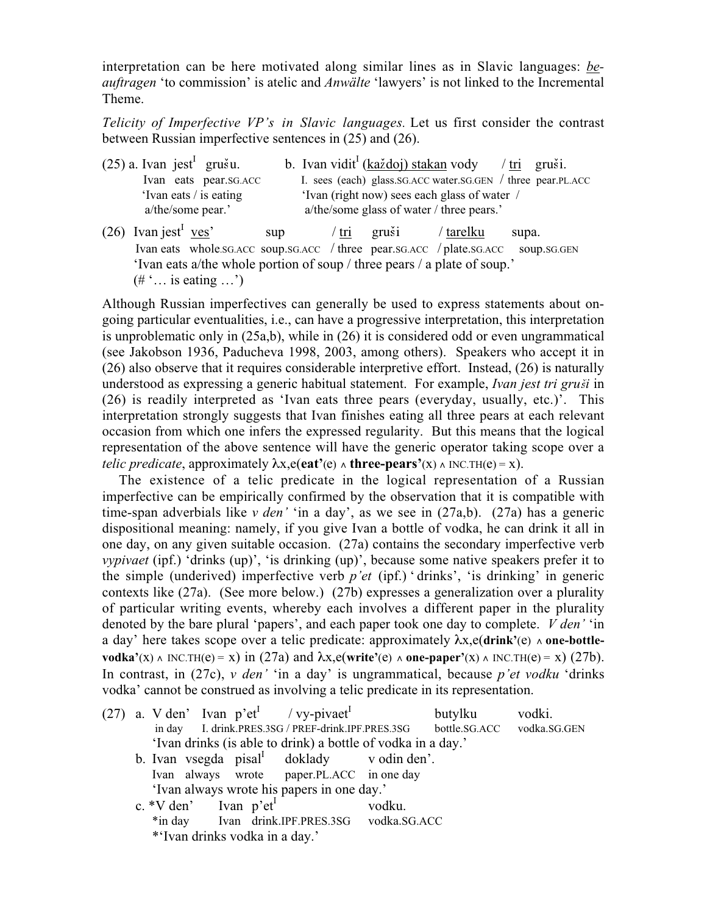interpretation can be here motivated along similar lines as in Slavic languages: <u>be</u>-*auftragen* 'to commission' is atelic and *Anwälte* 'lawyers' is not linked to the Incremental Theme.

*Telicity of Imperfective VP's in Slavic languages.* Let us first consider the contrast between Russian imperfective sentences in (25) and (26).

(25) a. Ivan jest$^I$ grušu.
    Ivan eats pear.SG.ACC
    'Ivan eats / is eating a/the/some pear.'

b. Ivan vidit$^I$ <u>(každoj) stakan</u> vody / <u>tri</u> gruši.
    I. sees (each) glass.SG.ACC water.SG.GEN / three pear.PL.ACC
    'Ivan (right now) sees each glass of water / a/the/some glass of water / three pears.'

(26) Ivan jest$^I$ <u>ves'</u> sup / <u>tri</u> gruši / <u>tarelku</u> supa.
    Ivan eats whole.SG.ACC soup.SG.ACC / three pear.SG.ACC / plate.SG.ACC soup.SG.GEN
    'Ivan eats a/the whole portion of soup / three pears / a plate of soup.'
    (# '… is eating …')

Although Russian imperfectives can generally be used to express statements about on-going particular eventualities, i.e., can have a progressive interpretation, this interpretation is unproblematic only in (25a,b), while in (26) it is considered odd or even ungrammatical (see Jakobson 1936, Paducheva 1998, 2003, among others). Speakers who accept it in (26) also observe that it requires considerable interpretive effort. Instead, (26) is naturally understood as expressing a generic habitual statement. For example, *Ivan jest tri gruši* in (26) is readily interpreted as 'Ivan eats three pears (everyday, usually, etc.)'. This interpretation strongly suggests that Ivan finishes eating all three pears at each relevant occasion from which one infers the expressed regularity. But this means that the logical representation of the above sentence will have the generic operator taking scope over a *telic predicate*, approximately $\lambda x,e(\mathbf{eat'}(e) \wedge \mathbf{three\text{-}pears'}(x) \wedge \text{INC.TH}(e) = x)$.

The existence of a telic predicate in the logical representation of a Russian imperfective can be empirically confirmed by the observation that it is compatible with time-span adverbials like *v den'* 'in a day', as we see in (27a,b). (27a) has a generic dispositional meaning: namely, if you give Ivan a bottle of vodka, he can drink it all in one day, on any given suitable occasion. (27a) contains the secondary imperfective verb *vypivaet* (ipf.) 'drinks (up)', 'is drinking (up)', because some native speakers prefer it to the simple (underived) imperfective verb *p'et* (ipf.) 'drinks', 'is drinking' in generic contexts like (27a). (See more below.) (27b) expresses a generalization over a plurality of particular writing events, whereby each involves a different paper in the plurality denoted by the bare plural 'papers', and each paper took one day to complete. *V den'* 'in a day' here takes scope over a telic predicate: approximately $\lambda x,e(\mathbf{drink'}(e) \wedge \mathbf{one\text{-}bottle\text{-}vodka'}(x) \wedge \text{INC.TH}(e) = x)$ in (27a) and $\lambda x,e(\mathbf{write'}(e) \wedge \mathbf{one\text{-}paper'}(x) \wedge \text{INC.TH}(e) = x)$ (27b). In contrast, in (27c), *v den'* 'in a day' is ungrammatical, because *p'et vodku* 'drinks vodka' cannot be construed as involving a telic predicate in its representation.

(27) a. V den' Ivan p'et$^I$ / vy-pivaet$^I$ butylku vodki.
    in day I. drink.PRES.3SG / PREF-drink.IPF.PRES.3SG bottle.SG.ACC vodka.SG.GEN
    'Ivan drinks (is able to drink) a bottle of vodka in a day.'

b. Ivan vsegda pisal$^I$ doklady v odin den'.
    Ivan always wrote paper.PL.ACC in one day
    'Ivan always wrote his papers in one day.'

c. *V den' Ivan p'et$^I$ vodku.
    *in day Ivan drink.IPF.PRES.3SG vodka.SG.ACC
    *'Ivan drinks vodka in a day.'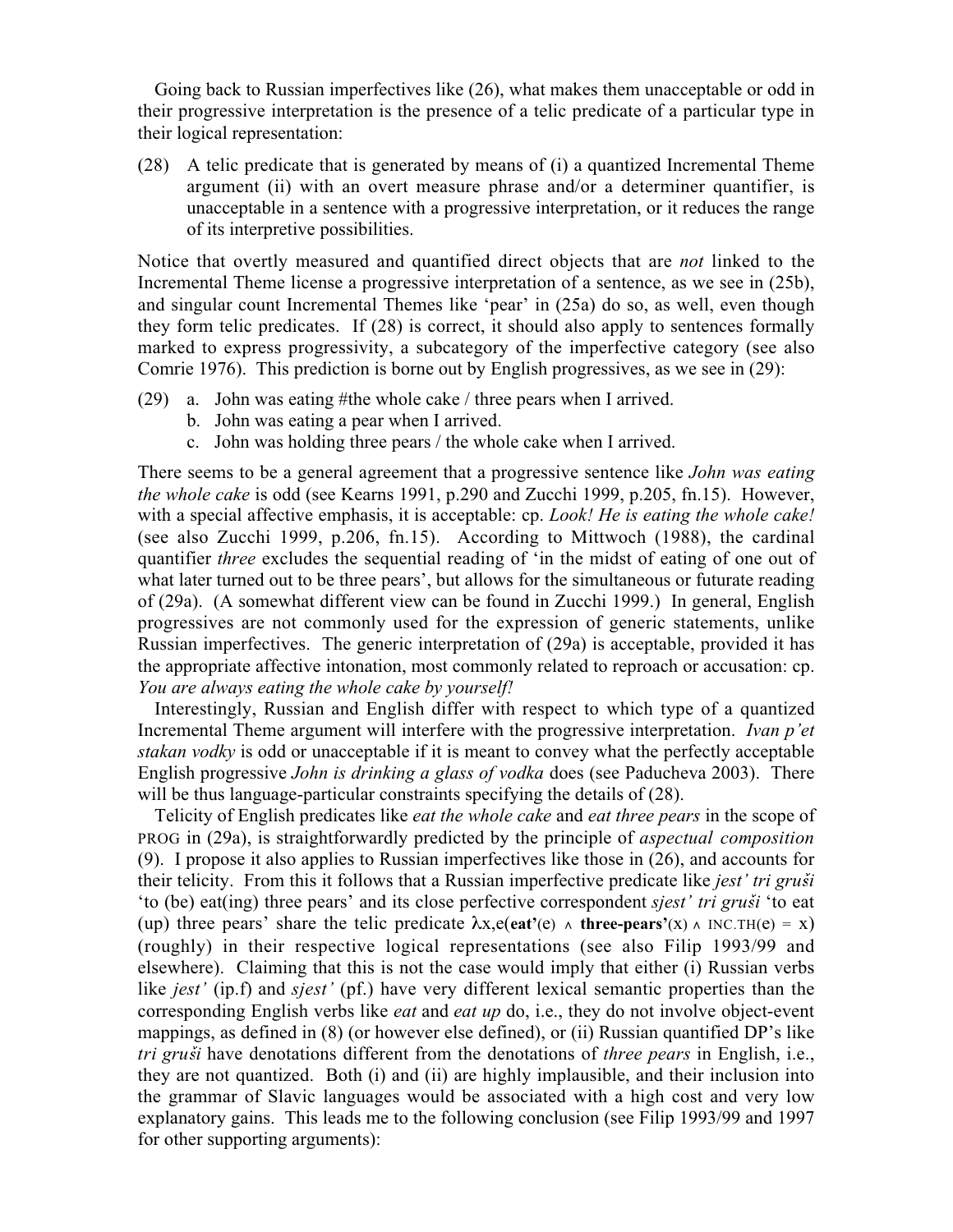Going back to Russian imperfectives like (26), what makes them unacceptable or odd in their progressive interpretation is the presence of a telic predicate of a particular type in their logical representation:

(28) A telic predicate that is generated by means of (i) a quantized Incremental Theme argument (ii) with an overt measure phrase and/or a determiner quantifier, is unacceptable in a sentence with a progressive interpretation, or it reduces the range of its interpretive possibilities.

Notice that overtly measured and quantified direct objects that are *not* linked to the Incremental Theme license a progressive interpretation of a sentence, as we see in (25b), and singular count Incremental Themes like 'pear' in (25a) do so, as well, even though they form telic predicates. If (28) is correct, it should also apply to sentences formally marked to express progressivity, a subcategory of the imperfective category (see also Comrie 1976). This prediction is borne out by English progressives, as we see in (29):

(29) a. John was eating #the whole cake / three pears when I arrived.
  b. John was eating a pear when I arrived.
  c. John was holding three pears / the whole cake when I arrived.

There seems to be a general agreement that a progressive sentence like *John was eating the whole cake* is odd (see Kearns 1991, p.290 and Zucchi 1999, p.205, fn.15). However, with a special affective emphasis, it is acceptable: cp. *Look! He is eating the whole cake!* (see also Zucchi 1999, p.206, fn.15). According to Mittwoch (1988), the cardinal quantifier *three* excludes the sequential reading of 'in the midst of eating of one out of what later turned out to be three pears', but allows for the simultaneous or futurate reading of (29a). (A somewhat different view can be found in Zucchi 1999.) In general, English progressives are not commonly used for the expression of generic statements, unlike Russian imperfectives. The generic interpretation of (29a) is acceptable, provided it has the appropriate affective intonation, most commonly related to reproach or accusation: cp. *You are always eating the whole cake by yourself!*

Interestingly, Russian and English differ with respect to which type of a quantized Incremental Theme argument will interfere with the progressive interpretation. *Ivan p'et stakan vodky* is odd or unacceptable if it is meant to convey what the perfectly acceptable English progressive *John is drinking a glass of vodka* does (see Paducheva 2003). There will be thus language-particular constraints specifying the details of (28).

Telicity of English predicates like *eat the whole cake* and *eat three pears* in the scope of PROG in (29a), is straightforwardly predicted by the principle of *aspectual composition* (9). I propose it also applies to Russian imperfectives like those in (26), and accounts for their telicity. From this it follows that a Russian imperfective predicate like *jest' tri gruši* 'to (be) eat(ing) three pears' and its close perfective correspondent *sjest' tri gruši* 'to eat (up) three pears' share the telic predicate $\lambda x,e(\mathbf{eat'}(e) \wedge \mathbf{three\text{-}pears'}(x) \wedge \text{INC.TH}(e) = x)$ (roughly) in their respective logical representations (see also Filip 1993/99 and elsewhere). Claiming that this is not the case would imply that either (i) Russian verbs like *jest'* (ip.f) and *sjest'* (pf.) have very different lexical semantic properties than the corresponding English verbs like *eat* and *eat up* do, i.e., they do not involve object-event mappings, as defined in (8) (or however else defined), or (ii) Russian quantified DP's like *tri gruši* have denotations different from the denotations of *three pears* in English, i.e., they are not quantized. Both (i) and (ii) are highly implausible, and their inclusion into the grammar of Slavic languages would be associated with a high cost and very low explanatory gains. This leads me to the following conclusion (see Filip 1993/99 and 1997 for other supporting arguments):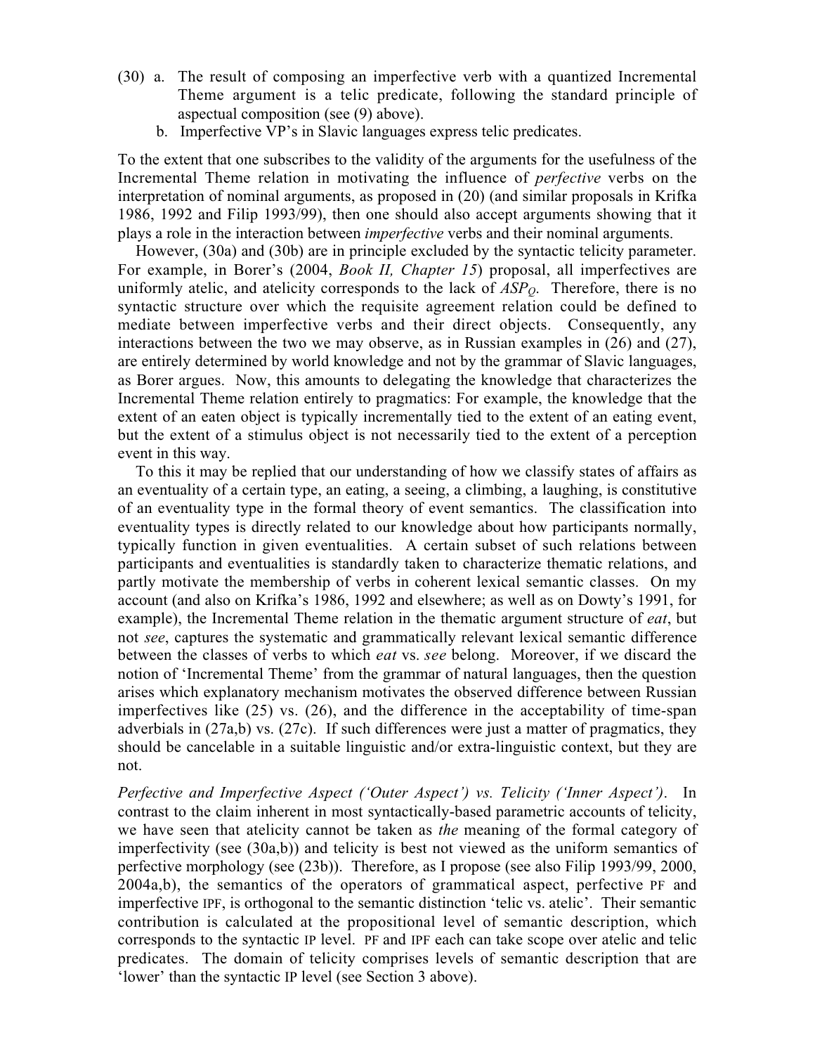(30) a. The result of composing an imperfective verb with a quantized Incremental Theme argument is a telic predicate, following the standard principle of aspectual composition (see (9) above).

b. Imperfective VP's in Slavic languages express telic predicates.

To the extent that one subscribes to the validity of the arguments for the usefulness of the Incremental Theme relation in motivating the influence of *perfective* verbs on the interpretation of nominal arguments, as proposed in (20) (and similar proposals in Krifka 1986, 1992 and Filip 1993/99), then one should also accept arguments showing that it plays a role in the interaction between *imperfective* verbs and their nominal arguments.

However, (30a) and (30b) are in principle excluded by the syntactic telicity parameter. For example, in Borer's (2004, *Book II, Chapter 15*) proposal, all imperfectives are uniformly atelic, and atelicity corresponds to the lack of $ASP_Q$. Therefore, there is no syntactic structure over which the requisite agreement relation could be defined to mediate between imperfective verbs and their direct objects. Consequently, any interactions between the two we may observe, as in Russian examples in (26) and (27), are entirely determined by world knowledge and not by the grammar of Slavic languages, as Borer argues. Now, this amounts to delegating the knowledge that characterizes the Incremental Theme relation entirely to pragmatics: For example, the knowledge that the extent of an eaten object is typically incrementally tied to the extent of an eating event, but the extent of a stimulus object is not necessarily tied to the extent of a perception event in this way.

To this it may be replied that our understanding of how we classify states of affairs as an eventuality of a certain type, an eating, a seeing, a climbing, a laughing, is constitutive of an eventuality type in the formal theory of event semantics. The classification into eventuality types is directly related to our knowledge about how participants normally, typically function in given eventualities. A certain subset of such relations between participants and eventualities is standardly taken to characterize thematic relations, and partly motivate the membership of verbs in coherent lexical semantic classes. On my account (and also on Krifka's 1986, 1992 and elsewhere; as well as on Dowty's 1991, for example), the Incremental Theme relation in the thematic argument structure of *eat*, but not *see*, captures the systematic and grammatically relevant lexical semantic difference between the classes of verbs to which *eat* vs. *see* belong. Moreover, if we discard the notion of 'Incremental Theme' from the grammar of natural languages, then the question arises which explanatory mechanism motivates the observed difference between Russian imperfectives like (25) vs. (26), and the difference in the acceptability of time-span adverbials in (27a,b) vs. (27c). If such differences were just a matter of pragmatics, they should be cancelable in a suitable linguistic and/or extra-linguistic context, but they are not.

*Perfective and Imperfective Aspect ('Outer Aspect') vs. Telicity ('Inner Aspect').* In contrast to the claim inherent in most syntactically-based parametric accounts of telicity, we have seen that atelicity cannot be taken as *the* meaning of the formal category of imperfectivity (see (30a,b)) and telicity is best not viewed as the uniform semantics of perfective morphology (see (23b)). Therefore, as I propose (see also Filip 1993/99, 2000, 2004a,b), the semantics of the operators of grammatical aspect, perfective PF and imperfective IPF, is orthogonal to the semantic distinction 'telic vs. atelic'. Their semantic contribution is calculated at the propositional level of semantic description, which corresponds to the syntactic IP level. PF and IPF each can take scope over atelic and telic predicates. The domain of telicity comprises levels of semantic description that are 'lower' than the syntactic IP level (see Section 3 above).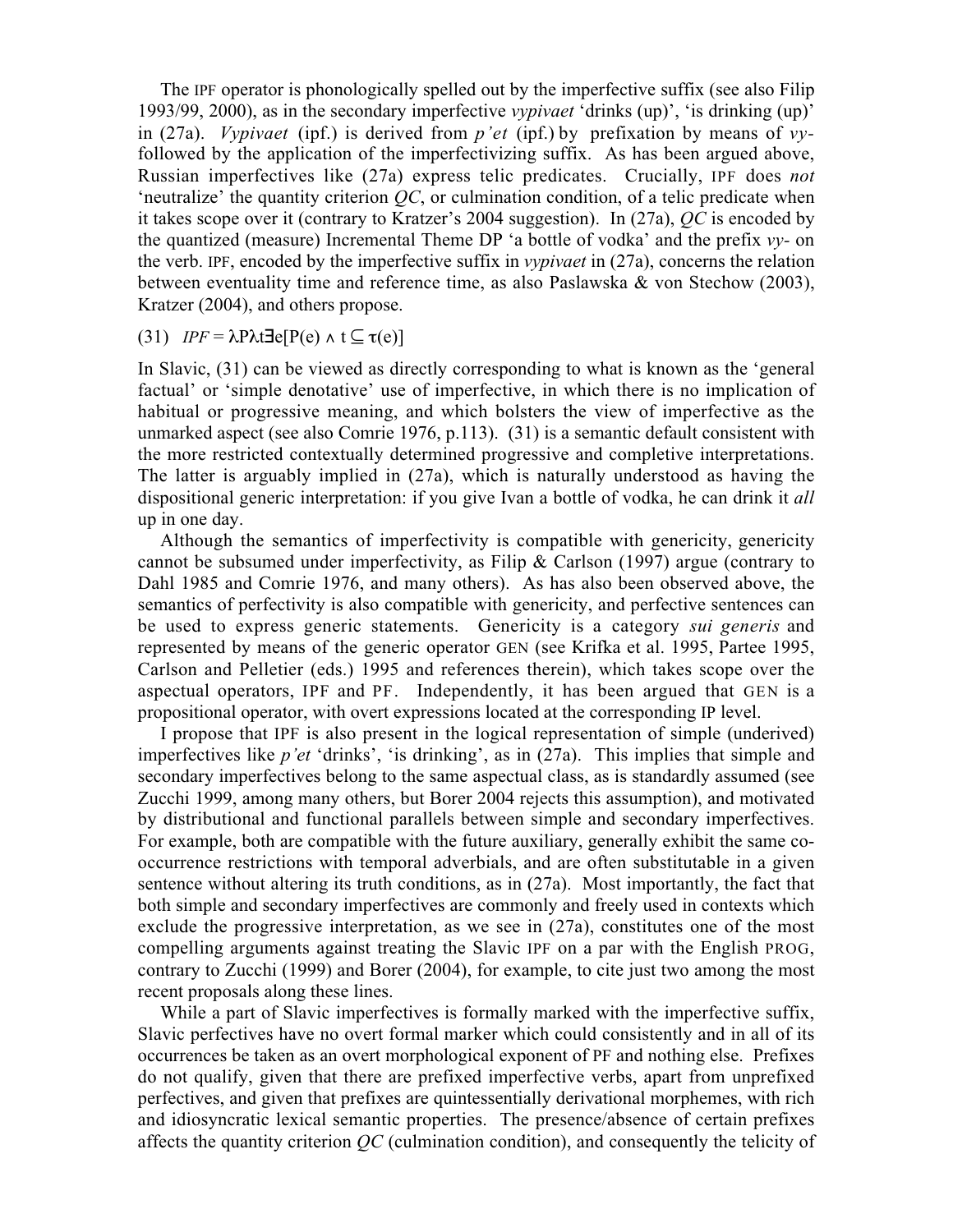The IPF operator is phonologically spelled out by the imperfective suffix (see also Filip 1993/99, 2000), as in the secondary imperfective *vypivaet* 'drinks (up)', 'is drinking (up)' in (27a). *Vypivaet* (ipf.) is derived from *p'et* (ipf.) by prefixation by means of *vy-* followed by the application of the imperfectivizing suffix. As has been argued above, Russian imperfectives like (27a) express telic predicates. Crucially, IPF does *not* 'neutralize' the quantity criterion *QC*, or culmination condition, of a telic predicate when it takes scope over it (contrary to Kratzer's 2004 suggestion). In (27a), *QC* is encoded by the quantized (measure) Incremental Theme DP 'a bottle of vodka' and the prefix *vy-* on the verb. IPF, encoded by the imperfective suffix in *vypivaet* in (27a), concerns the relation between eventuality time and reference time, as also Paslawska & von Stechow (2003), Kratzer (2004), and others propose.

(31) *IPF* = $\lambda P \lambda t \exists e[P(e) \wedge t \subseteq \tau(e)]$

In Slavic, (31) can be viewed as directly corresponding to what is known as the 'general factual' or 'simple denotative' use of imperfective, in which there is no implication of habitual or progressive meaning, and which bolsters the view of imperfective as the unmarked aspect (see also Comrie 1976, p.113). (31) is a semantic default consistent with the more restricted contextually determined progressive and completive interpretations. The latter is arguably implied in (27a), which is naturally understood as having the dispositional generic interpretation: if you give Ivan a bottle of vodka, he can drink it *all* up in one day.

Although the semantics of imperfectivity is compatible with genericity, genericity cannot be subsumed under imperfectivity, as Filip & Carlson (1997) argue (contrary to Dahl 1985 and Comrie 1976, and many others). As has also been observed above, the semantics of perfectivity is also compatible with genericity, and perfective sentences can be used to express generic statements. Genericity is a category *sui generis* and represented by means of the generic operator GEN (see Krifka et al. 1995, Partee 1995, Carlson and Pelletier (eds.) 1995 and references therein), which takes scope over the aspectual operators, IPF and PF. Independently, it has been argued that GEN is a propositional operator, with overt expressions located at the corresponding IP level.

I propose that IPF is also present in the logical representation of simple (underived) imperfectives like *p'et* 'drinks', 'is drinking', as in (27a). This implies that simple and secondary imperfectives belong to the same aspectual class, as is standardly assumed (see Zucchi 1999, among many others, but Borer 2004 rejects this assumption), and motivated by distributional and functional parallels between simple and secondary imperfectives. For example, both are compatible with the future auxiliary, generally exhibit the same co-occurrence restrictions with temporal adverbials, and are often substitutable in a given sentence without altering its truth conditions, as in (27a). Most importantly, the fact that both simple and secondary imperfectives are commonly and freely used in contexts which exclude the progressive interpretation, as we see in (27a), constitutes one of the most compelling arguments against treating the Slavic IPF on a par with the English PROG, contrary to Zucchi (1999) and Borer (2004), for example, to cite just two among the most recent proposals along these lines.

While a part of Slavic imperfectives is formally marked with the imperfective suffix, Slavic perfectives have no overt formal marker which could consistently and in all of its occurrences be taken as an overt morphological exponent of PF and nothing else. Prefixes do not qualify, given that there are prefixed imperfective verbs, apart from unprefixed perfectives, and given that prefixes are quintessentially derivational morphemes, with rich and idiosyncratic lexical semantic properties. The presence/absence of certain prefixes affects the quantity criterion *QC* (culmination condition), and consequently the telicity of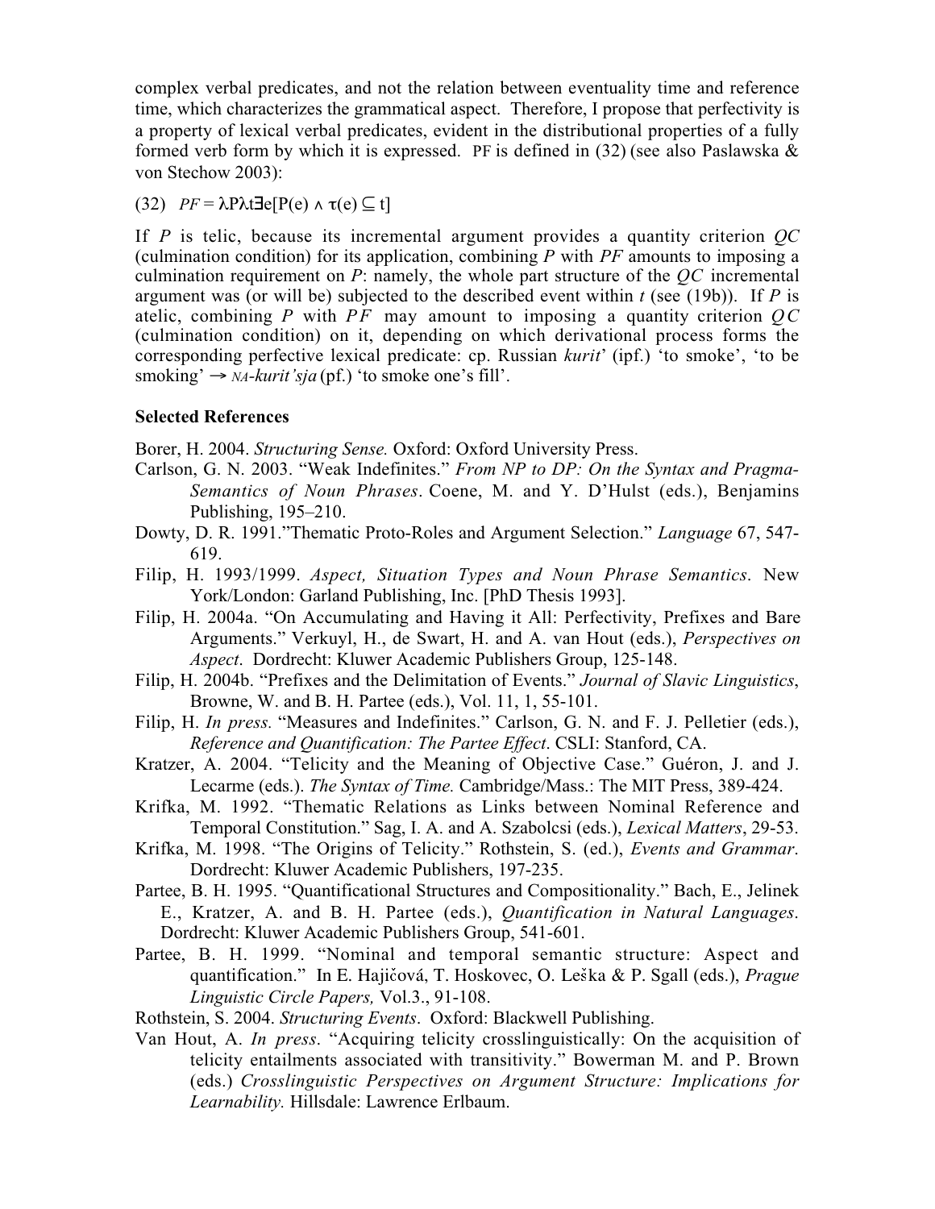complex verbal predicates, and not the relation between eventuality time and reference time, which characterizes the grammatical aspect. Therefore, I propose that perfectivity is a property of lexical verbal predicates, evident in the distributional properties of a fully formed verb form by which it is expressed. PF is defined in (32) (see also Paslawska & von Stechow 2003):

(32) $PF = \lambda P \lambda t \exists e[P(e) \wedge \tau(e) \subseteq t]$

If *P* is telic, because its incremental argument provides a quantity criterion *QC* (culmination condition) for its application, combining *P* with *PF* amounts to imposing a culmination requirement on *P*: namely, the whole part structure of the *QC* incremental argument was (or will be) subjected to the described event within *t* (see (19b)). If *P* is atelic, combining *P* with *PF* may amount to imposing a quantity criterion *QC* (culmination condition) on it, depending on which derivational process forms the corresponding perfective lexical predicate: cp. Russian *kurit*' (ipf.) 'to smoke', 'to be smoking' → *NA-kurit'sja* (pf.) 'to smoke one's fill'.

**Selected References**

Borer, H. 2004. *Structuring Sense.* Oxford: Oxford University Press.

Carlson, G. N. 2003. "Weak Indefinites." *From NP to DP: On the Syntax and Pragma-Semantics of Noun Phrases*. Coene, M. and Y. D'Hulst (eds.), Benjamins Publishing, 195–210.

Dowty, D. R. 1991."Thematic Proto-Roles and Argument Selection." *Language* 67, 547-619.

Filip, H. 1993/1999. *Aspect, Situation Types and Noun Phrase Semantics*. New York/London: Garland Publishing, Inc. [PhD Thesis 1993].

Filip, H. 2004a. "On Accumulating and Having it All: Perfectivity, Prefixes and Bare Arguments." Verkuyl, H., de Swart, H. and A. van Hout (eds.), *Perspectives on Aspect*. Dordrecht: Kluwer Academic Publishers Group, 125-148.

Filip, H. 2004b. "Prefixes and the Delimitation of Events." *Journal of Slavic Linguistics*, Browne, W. and B. H. Partee (eds.), Vol. 11, 1, 55-101.

Filip, H. *In press.* "Measures and Indefinites." Carlson, G. N. and F. J. Pelletier (eds.), *Reference and Quantification: The Partee Effect*. CSLI: Stanford, CA.

Kratzer, A. 2004. "Telicity and the Meaning of Objective Case." Guéron, J. and J. Lecarme (eds.). *The Syntax of Time.* Cambridge/Mass.: The MIT Press, 389-424.

Krifka, M. 1992. "Thematic Relations as Links between Nominal Reference and Temporal Constitution." Sag, I. A. and A. Szabolcsi (eds.), *Lexical Matters*, 29-53.

Krifka, M. 1998. "The Origins of Telicity." Rothstein, S. (ed.), *Events and Grammar*. Dordrecht: Kluwer Academic Publishers, 197-235.

Partee, B. H. 1995. "Quantificational Structures and Compositionality." Bach, E., Jelinek E., Kratzer, A. and B. H. Partee (eds.), *Quantification in Natural Languages*. Dordrecht: Kluwer Academic Publishers Group, 541-601.

Partee, B. H. 1999. "Nominal and temporal semantic structure: Aspect and quantification." In E. Hajičová, T. Hoskovec, O. Leška & P. Sgall (eds.), *Prague Linguistic Circle Papers,* Vol.3., 91-108.

Rothstein, S. 2004. *Structuring Events*. Oxford: Blackwell Publishing.

Van Hout, A. *In press*. "Acquiring telicity crosslinguistically: On the acquisition of telicity entailments associated with transitivity." Bowerman M. and P. Brown (eds.) *Crosslinguistic Perspectives on Argument Structure: Implications for Learnability.* Hillsdale: Lawrence Erlbaum.